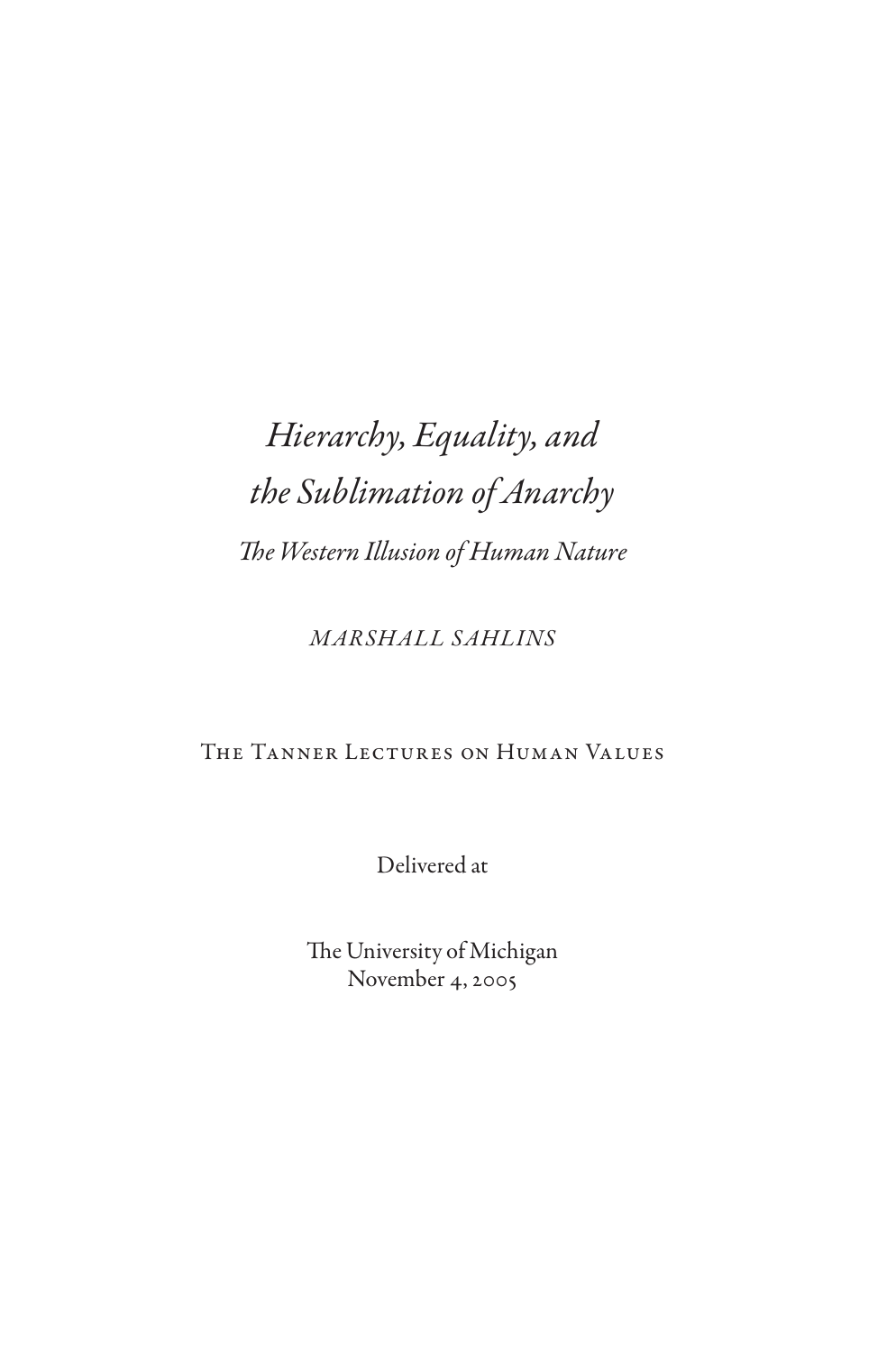# *Hierarchy, Equality, and the Sublimation of Anarchy*

*The Western Illusion of Human Nature*

*MARSHALL SAHLINS*

The Tanner Lectures on Human Values

Delivered at

The University of Michigan
November 4, 2005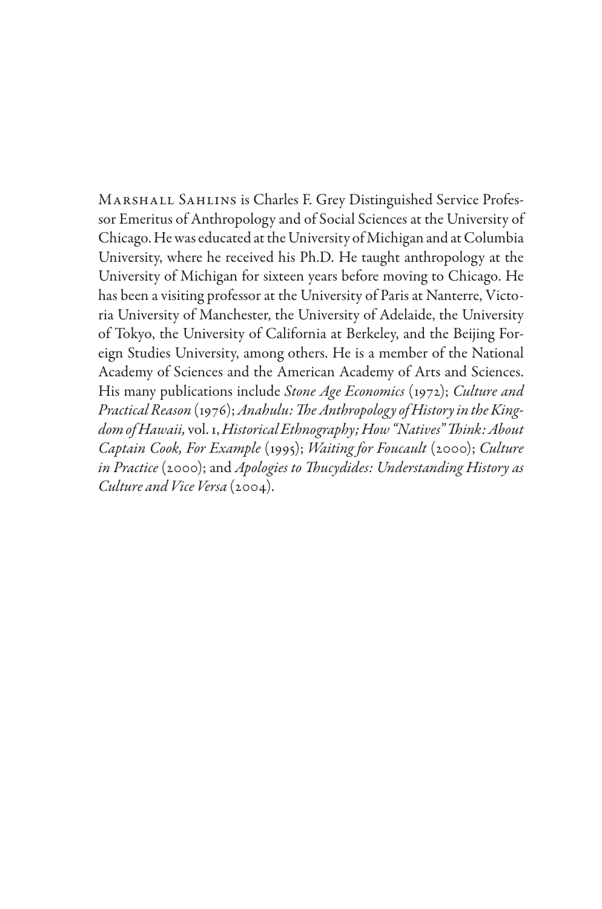Marshall Sahlins is Charles F. Grey Distinguished Service Professor Emeritus of Anthropology and of Social Sciences at the University of Chicago. He was educated at the University of Michigan and at Columbia University, where he received his Ph.D. He taught anthropology at the University of Michigan for sixteen years before moving to Chicago. He has been a visiting professor at the University of Paris at Nanterre, Victoria University of Manchester, the University of Adelaide, the University of Tokyo, the University of California at Berkeley, and the Beijing Foreign Studies University, among others. He is a member of the National Academy of Sciences and the American Academy of Arts and Sciences. His many publications include *Stone Age Economics* (1972); *Culture and Practical Reason* (1976); *Anahulu: The Anthropology of History in the Kingdom of Hawaii,* vol. 1, *Historical Ethnography; How "Natives" Think: About Captain Cook, For Example* (1995); *Waiting for Foucault* (2000); *Culture in Practice* (2000); and *Apologies to Thucydides: Understanding History as Culture and Vice Versa* (2004).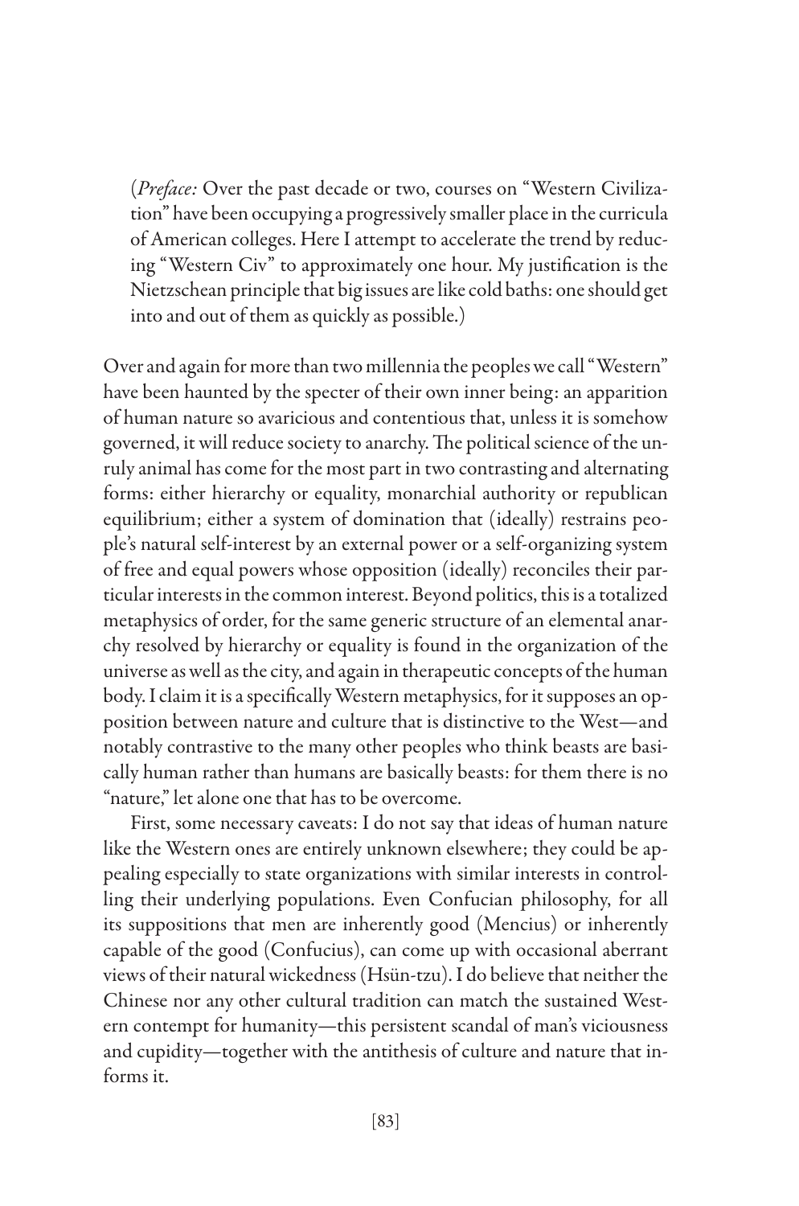(*Preface:* Over the past decade or two, courses on "Western Civilization" have been occupying a progressively smaller place in the curricula of American colleges. Here I attempt to accelerate the trend by reducing "Western Civ" to approximately one hour. My justification is the Nietzschean principle that big issues are like cold baths: one should get into and out of them as quickly as possible.)

Over and again for more than two millennia the peoples we call "Western" have been haunted by the specter of their own inner being: an apparition of human nature so avaricious and contentious that, unless it is somehow governed, it will reduce society to anarchy. The political science of the unruly animal has come for the most part in two contrasting and alternating forms: either hierarchy or equality, monarchial authority or republican equilibrium; either a system of domination that (ideally) restrains people's natural self-interest by an external power or a self-organizing system of free and equal powers whose opposition (ideally) reconciles their particular interests in the common interest. Beyond politics, this is a totalized metaphysics of order, for the same generic structure of an elemental anarchy resolved by hierarchy or equality is found in the organization of the universe as well as the city, and again in therapeutic concepts of the human body. I claim it is a specifically Western metaphysics, for it supposes an opposition between nature and culture that is distinctive to the West—and notably contrastive to the many other peoples who think beasts are basically human rather than humans are basically beasts: for them there is no "nature," let alone one that has to be overcome.

First, some necessary caveats: I do not say that ideas of human nature like the Western ones are entirely unknown elsewhere; they could be appealing especially to state organizations with similar interests in controlling their underlying populations. Even Confucian philosophy, for all its suppositions that men are inherently good (Mencius) or inherently capable of the good (Confucius), can come up with occasional aberrant views of their natural wickedness (Hsün-tzu). I do believe that neither the Chinese nor any other cultural tradition can match the sustained Western contempt for humanity—this persistent scandal of man's viciousness and cupidity—together with the antithesis of culture and nature that informs it.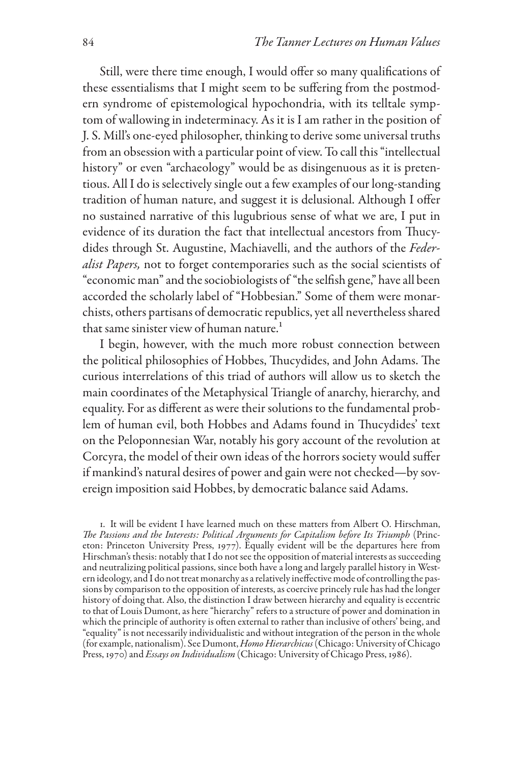Still, were there time enough, I would offer so many qualifications of these essentialisms that I might seem to be suffering from the postmodern syndrome of epistemological hypochondria, with its telltale symptom of wallowing in indeterminacy. As it is I am rather in the position of J. S. Mill's one-eyed philosopher, thinking to derive some universal truths from an obsession with a particular point of view. To call this "intellectual history" or even "archaeology" would be as disingenuous as it is pretentious. All I do is selectively single out a few examples of our long-standing tradition of human nature, and suggest it is delusional. Although I offer no sustained narrative of this lugubrious sense of what we are, I put in evidence of its duration the fact that intellectual ancestors from Thucydides through St. Augustine, Machiavelli, and the authors of the *Federalist Papers,* not to forget contemporaries such as the social scientists of "economic man" and the sociobiologists of "the selfish gene," have all been accorded the scholarly label of "Hobbesian." Some of them were monarchists, others partisans of democratic republics, yet all nevertheless shared that same sinister view of human nature.[1]

I begin, however, with the much more robust connection between the political philosophies of Hobbes, Thucydides, and John Adams. The curious interrelations of this triad of authors will allow us to sketch the main coordinates of the Metaphysical Triangle of anarchy, hierarchy, and equality. For as different as were their solutions to the fundamental problem of human evil, both Hobbes and Adams found in Thucydides' text on the Peloponnesian War, notably his gory account of the revolution at Corcyra, the model of their own ideas of the horrors society would suffer if mankind's natural desires of power and gain were not checked—by sovereign imposition said Hobbes, by democratic balance said Adams.

1. It will be evident I have learned much on these matters from Albert O. Hirschman, *The Passions and the Interests: Political Arguments for Capitalism before Its Triumph* (Princeton: Princeton University Press, 1977). Equally evident will be the departures here from Hirschman's thesis: notably that I do not see the opposition of material interests as succeeding and neutralizing political passions, since both have a long and largely parallel history in Western ideology, and I do not treat monarchy as a relatively ineffective mode of controlling the passions by comparison to the opposition of interests, as coercive princely rule has had the longer history of doing that. Also, the distinction I draw between hierarchy and equality is eccentric to that of Louis Dumont, as here "hierarchy" refers to a structure of power and domination in which the principle of authority is often external to rather than inclusive of others' being, and "equality" is not necessarily individualistic and without integration of the person in the whole (for example, nationalism). See Dumont, *Homo Hierarchicus* (Chicago: University of Chicago Press, 1970) and *Essays on Individualism* (Chicago: University of Chicago Press, 1986).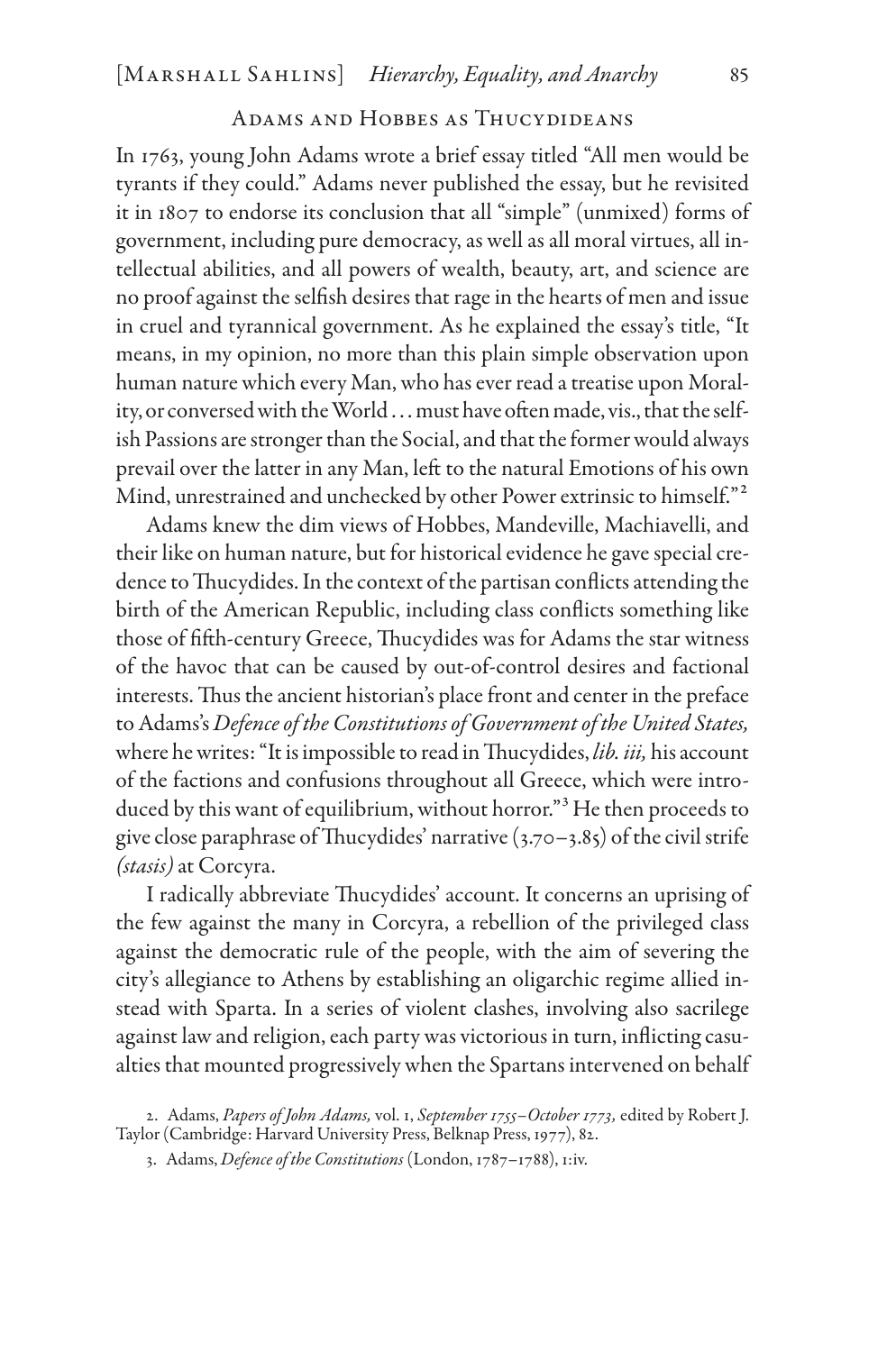## Adams and Hobbes as Thucydideans

In 1763, young John Adams wrote a brief essay titled "All men would be tyrants if they could." Adams never published the essay, but he revisited it in 1807 to endorse its conclusion that all "simple" (unmixed) forms of government, including pure democracy, as well as all moral virtues, all intellectual abilities, and all powers of wealth, beauty, art, and science are no proof against the selfish desires that rage in the hearts of men and issue in cruel and tyrannical government. As he explained the essay's title, "It means, in my opinion, no more than this plain simple observation upon human nature which every Man, who has ever read a treatise upon Morality, or conversed with the World . . . must have often made, vis., that the selfish Passions are stronger than the Social, and that the former would always prevail over the latter in any Man, left to the natural Emotions of his own Mind, unrestrained and unchecked by other Power extrinsic to himself."[2]

Adams knew the dim views of Hobbes, Mandeville, Machiavelli, and their like on human nature, but for historical evidence he gave special credence to Thucydides. In the context of the partisan conflicts attending the birth of the American Republic, including class conflicts something like those of fifth-century Greece, Thucydides was for Adams the star witness of the havoc that can be caused by out-of-control desires and factional interests. Thus the ancient historian's place front and center in the preface to Adams's *Defence of the Constitutions of Government of the United States,* where he writes: "It is impossible to read in Thucydides, *lib. iii,* his account of the factions and confusions throughout all Greece, which were introduced by this want of equilibrium, without horror."[3] He then proceeds to give close paraphrase of Thucydides' narrative (3.70–3.85) of the civil strife *(stasis)* at Corcyra.

I radically abbreviate Thucydides' account. It concerns an uprising of the few against the many in Corcyra, a rebellion of the privileged class against the democratic rule of the people, with the aim of severing the city's allegiance to Athens by establishing an oligarchic regime allied instead with Sparta. In a series of violent clashes, involving also sacrilege against law and religion, each party was victorious in turn, inflicting casualties that mounted progressively when the Spartans intervened on behalf

2. Adams, *Papers of John Adams,* vol. 1, *September 1755–October 1773,* edited by Robert J. Taylor (Cambridge: Harvard University Press, Belknap Press, 1977), 82.

3. Adams, *Defence of the Constitutions* (London, 1787–1788), 1:iv.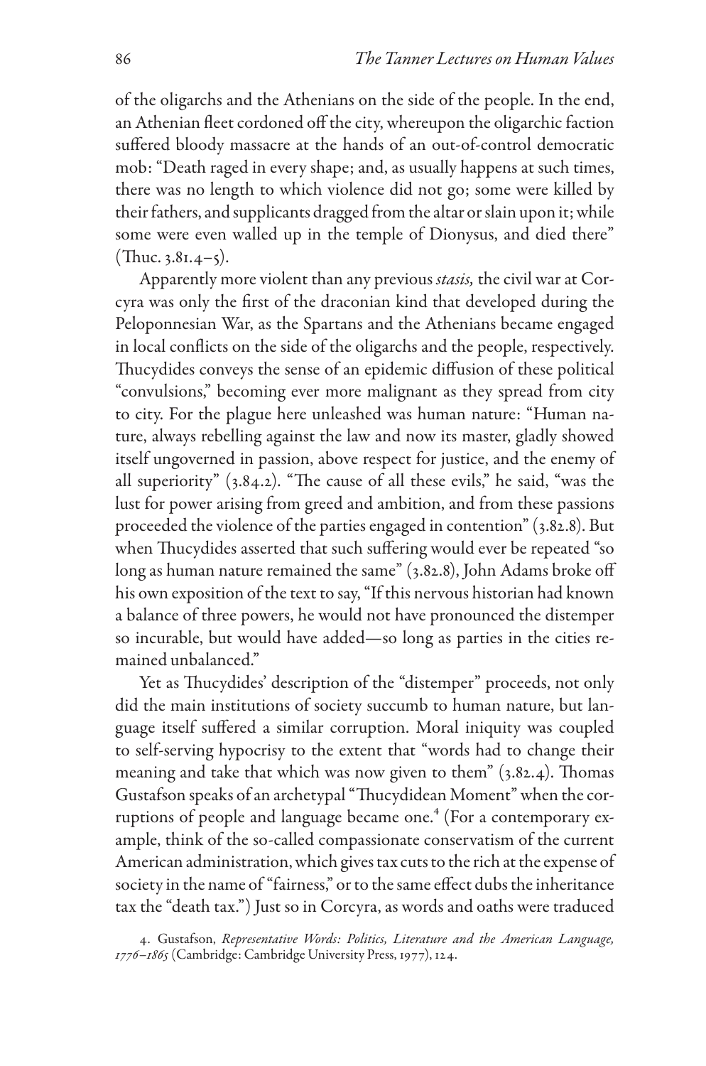of the oligarchs and the Athenians on the side of the people. In the end, an Athenian fleet cordoned off the city, whereupon the oligarchic faction suffered bloody massacre at the hands of an out-of-control democratic mob: "Death raged in every shape; and, as usually happens at such times, there was no length to which violence did not go; some were killed by their fathers, and supplicants dragged from the altar or slain upon it; while some were even walled up in the temple of Dionysus, and died there" (Thuc. 3.81.4–5).

Apparently more violent than any previous *stasis,* the civil war at Corcyra was only the first of the draconian kind that developed during the Peloponnesian War, as the Spartans and the Athenians became engaged in local conflicts on the side of the oligarchs and the people, respectively. Thucydides conveys the sense of an epidemic diffusion of these political "convulsions," becoming ever more malignant as they spread from city to city. For the plague here unleashed was human nature: "Human nature, always rebelling against the law and now its master, gladly showed itself ungoverned in passion, above respect for justice, and the enemy of all superiority" (3.84.2). "The cause of all these evils," he said, "was the lust for power arising from greed and ambition, and from these passions proceeded the violence of the parties engaged in contention" (3.82.8). But when Thucydides asserted that such suffering would ever be repeated "so long as human nature remained the same" (3.82.8), John Adams broke off his own exposition of the text to say, "If this nervous historian had known a balance of three powers, he would not have pronounced the distemper so incurable, but would have added—so long as parties in the cities remained unbalanced."

Yet as Thucydides' description of the "distemper" proceeds, not only did the main institutions of society succumb to human nature, but language itself suffered a similar corruption. Moral iniquity was coupled to self-serving hypocrisy to the extent that "words had to change their meaning and take that which was now given to them" (3.82.4). Thomas Gustafson speaks of an archetypal "Thucydidean Moment" when the corruptions of people and language became one.[4] (For a contemporary example, think of the so-called compassionate conservatism of the current American administration, which gives tax cuts to the rich at the expense of society in the name of "fairness," or to the same effect dubs the inheritance tax the "death tax.") Just so in Corcyra, as words and oaths were traduced

4. Gustafson, *Representative Words: Politics, Literature and the American Language, 1776–1865* (Cambridge: Cambridge University Press, 1977), 124.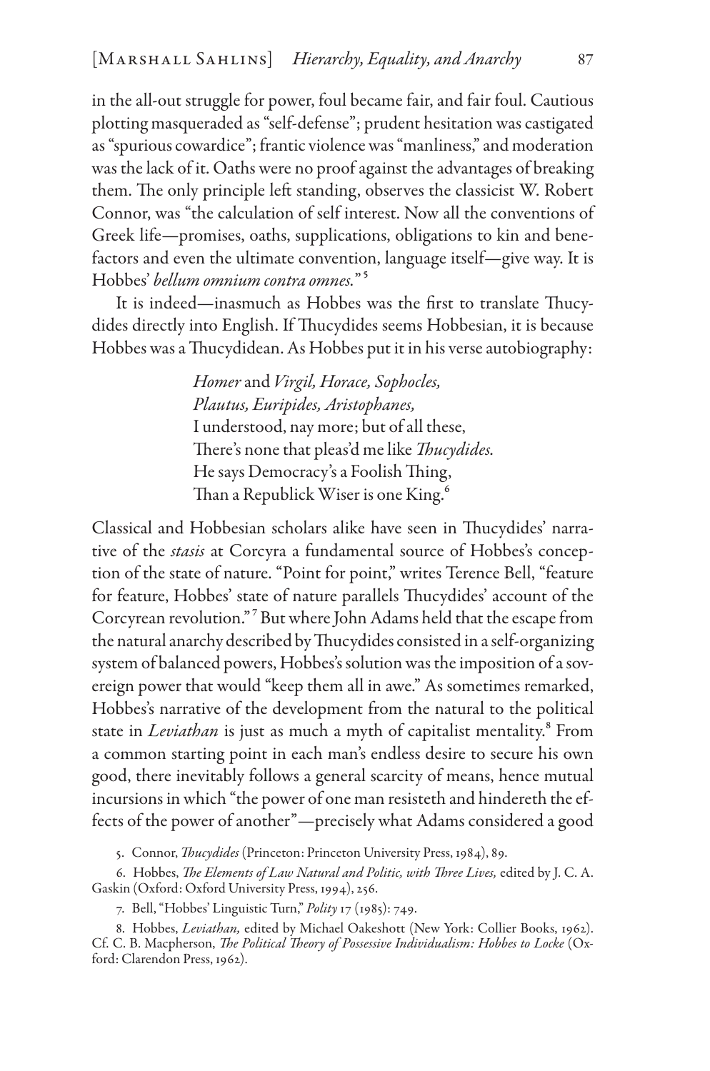in the all-out struggle for power, foul became fair, and fair foul. Cautious plotting masqueraded as "self-defense"; prudent hesitation was castigated as "spurious cowardice"; frantic violence was "manliness," and moderation was the lack of it. Oaths were no proof against the advantages of breaking them. The only principle left standing, observes the classicist W. Robert Connor, was "the calculation of self interest. Now all the conventions of Greek life—promises, oaths, supplications, obligations to kin and benefactors and even the ultimate convention, language itself—give way. It is Hobbes' *bellum omnium contra omnes.*"[5]

It is indeed—inasmuch as Hobbes was the first to translate Thucydides directly into English. If Thucydides seems Hobbesian, it is because Hobbes was a Thucydidean. As Hobbes put it in his verse autobiography:

> *Homer* and *Virgil, Horace, Sophocles,*
> *Plautus, Euripides, Aristophanes,*
> I understood, nay more; but of all these,
> There's none that pleas'd me like *Thucydides.*
> He says Democracy's a Foolish Thing,
> Than a Republick Wiser is one King.[6]

Classical and Hobbesian scholars alike have seen in Thucydides' narrative of the *stasis* at Corcyra a fundamental source of Hobbes's conception of the state of nature. "Point for point," writes Terence Bell, "feature for feature, Hobbes' state of nature parallels Thucydides' account of the Corcyrean revolution."[7] But where John Adams held that the escape from the natural anarchy described by Thucydides consisted in a self-organizing system of balanced powers, Hobbes's solution was the imposition of a sovereign power that would "keep them all in awe." As sometimes remarked, Hobbes's narrative of the development from the natural to the political state in *Leviathan* is just as much a myth of capitalist mentality.[8] From a common starting point in each man's endless desire to secure his own good, there inevitably follows a general scarcity of means, hence mutual incursions in which "the power of one man resisteth and hindereth the effects of the power of another"—precisely what Adams considered a good

5. Connor, *Thucydides* (Princeton: Princeton University Press, 1984), 89.

6. Hobbes, *The Elements of Law Natural and Politic, with Three Lives,* edited by J. C. A. Gaskin (Oxford: Oxford University Press, 1994), 256.

7. Bell, "Hobbes' Linguistic Turn," *Polity* 17 (1985): 749.

8. Hobbes, *Leviathan,* edited by Michael Oakeshott (New York: Collier Books, 1962). Cf. C. B. Macpherson, *The Political Theory of Possessive Individualism: Hobbes to Locke* (Oxford: Clarendon Press, 1962).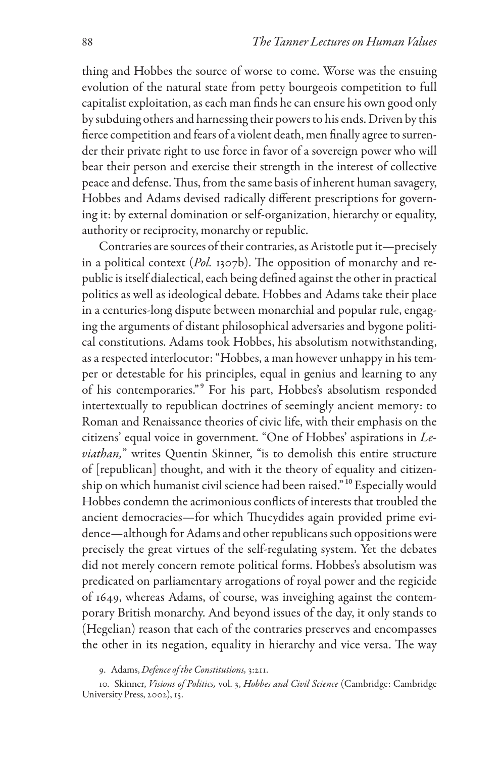thing and Hobbes the source of worse to come. Worse was the ensuing evolution of the natural state from petty bourgeois competition to full capitalist exploitation, as each man finds he can ensure his own good only by subduing others and harnessing their powers to his ends. Driven by this fierce competition and fears of a violent death, men finally agree to surrender their private right to use force in favor of a sovereign power who will bear their person and exercise their strength in the interest of collective peace and defense. Thus, from the same basis of inherent human savagery, Hobbes and Adams devised radically different prescriptions for governing it: by external domination or self-organization, hierarchy or equality, authority or reciprocity, monarchy or republic.

Contraries are sources of their contraries, as Aristotle put it—precisely in a political context (*Pol.* 1307b). The opposition of monarchy and republic is itself dialectical, each being defined against the other in practical politics as well as ideological debate. Hobbes and Adams take their place in a centuries-long dispute between monarchial and popular rule, engaging the arguments of distant philosophical adversaries and bygone political constitutions. Adams took Hobbes, his absolutism notwithstanding, as a respected interlocutor: "Hobbes, a man however unhappy in his temper or detestable for his principles, equal in genius and learning to any of his contemporaries."[9] For his part, Hobbes's absolutism responded intertextually to republican doctrines of seemingly ancient memory: to Roman and Renaissance theories of civic life, with their emphasis on the citizens' equal voice in government. "One of Hobbes' aspirations in *Leviathan,*" writes Quentin Skinner, "is to demolish this entire structure of [republican] thought, and with it the theory of equality and citizenship on which humanist civil science had been raised."[10] Especially would Hobbes condemn the acrimonious conflicts of interests that troubled the ancient democracies—for which Thucydides again provided prime evidence—although for Adams and other republicans such oppositions were precisely the great virtues of the self-regulating system. Yet the debates did not merely concern remote political forms. Hobbes's absolutism was predicated on parliamentary arrogations of royal power and the regicide of 1649, whereas Adams, of course, was inveighing against the contemporary British monarchy. And beyond issues of the day, it only stands to (Hegelian) reason that each of the contraries preserves and encompasses the other in its negation, equality in hierarchy and vice versa. The way

9. Adams, *Defence of the Constitutions,* 3:211.

10. Skinner, *Visions of Politics,* vol. 3, *Hobbes and Civil Science* (Cambridge: Cambridge University Press, 2002), 15.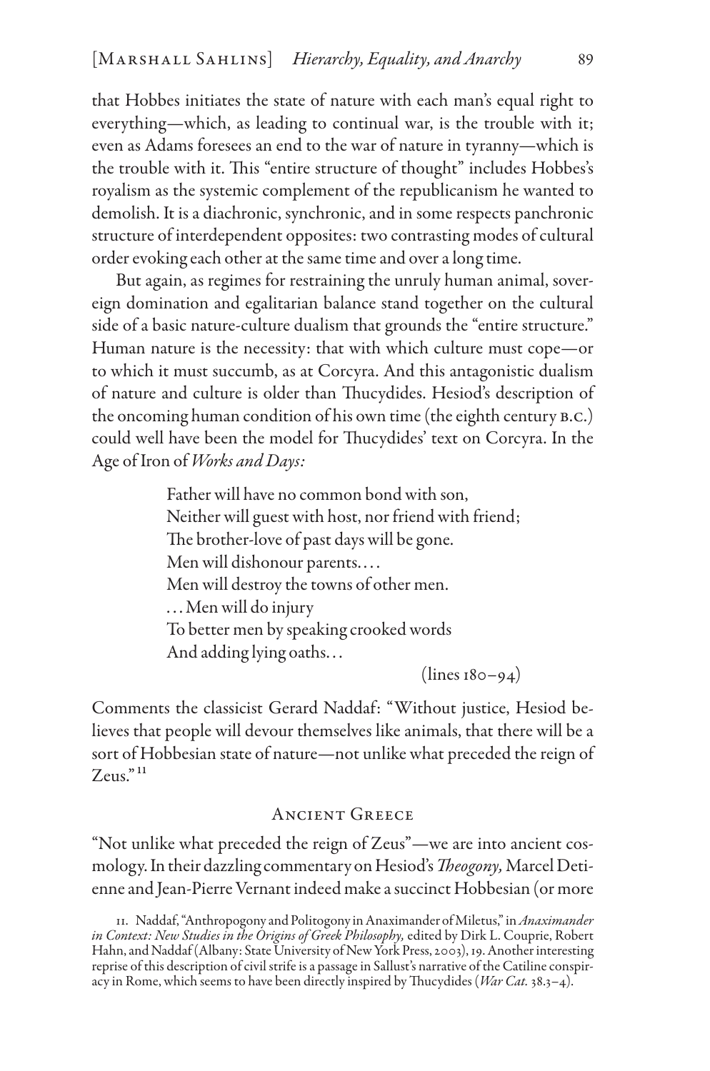that Hobbes initiates the state of nature with each man's equal right to everything—which, as leading to continual war, is the trouble with it; even as Adams foresees an end to the war of nature in tyranny—which is the trouble with it. This "entire structure of thought" includes Hobbes's royalism as the systemic complement of the republicanism he wanted to demolish. It is a diachronic, synchronic, and in some respects panchronic structure of interdependent opposites: two contrasting modes of cultural order evoking each other at the same time and over a long time.

But again, as regimes for restraining the unruly human animal, sovereign domination and egalitarian balance stand together on the cultural side of a basic nature-culture dualism that grounds the "entire structure." Human nature is the necessity: that with which culture must cope—or to which it must succumb, as at Corcyra. And this antagonistic dualism of nature and culture is older than Thucydides. Hesiod's description of the oncoming human condition of his own time (the eighth century B.C.) could well have been the model for Thucydides' text on Corcyra. In the Age of Iron of *Works and Days:*

> Father will have no common bond with son,
> Neither will guest with host, nor friend with friend;
> The brother-love of past days will be gone.
> Men will dishonour parents. . . .
> Men will destroy the towns of other men.
> . . . Men will do injury
> To better men by speaking crooked words
> And adding lying oaths. . .
>
> (lines 180–94)

Comments the classicist Gerard Naddaf: "Without justice, Hesiod believes that people will devour themselves like animals, that there will be a sort of Hobbesian state of nature—not unlike what preceded the reign of Zeus."[11]

## Ancient Greece

"Not unlike what preceded the reign of Zeus"—we are into ancient cosmology. In their dazzling commentary on Hesiod's *Theogony,* Marcel Detienne and Jean-Pierre Vernant indeed make a succinct Hobbesian (or more

11. Naddaf, "Anthropogony and Politogony in Anaximander of Miletus," in *Anaximander in Context: New Studies in the Origins of Greek Philosophy,* edited by Dirk L. Couprie, Robert Hahn, and Naddaf (Albany: State University of New York Press, 2003), 19. Another interesting reprise of this description of civil strife is a passage in Sallust's narrative of the Catiline conspiracy in Rome, which seems to have been directly inspired by Thucydides (*War Cat.* 38.3–4).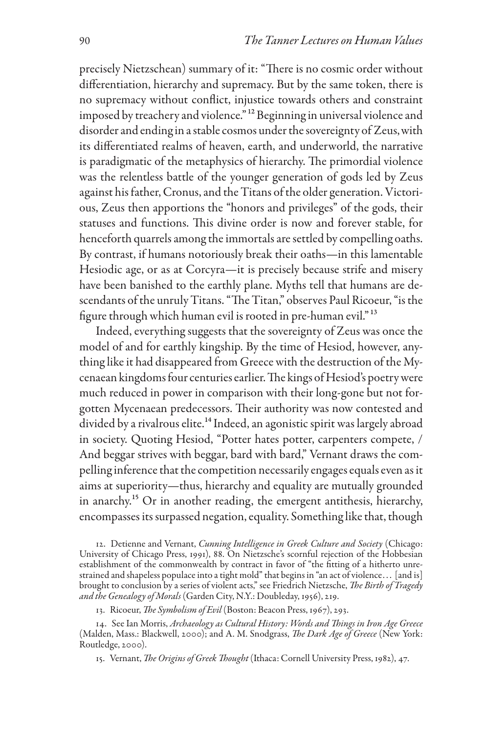precisely Nietzschean) summary of it: "There is no cosmic order without differentiation, hierarchy and supremacy. But by the same token, there is no supremacy without conflict, injustice towards others and constraint imposed by treachery and violence."[12] Beginning in universal violence and disorder and ending in a stable cosmos under the sovereignty of Zeus, with its differentiated realms of heaven, earth, and underworld, the narrative is paradigmatic of the metaphysics of hierarchy. The primordial violence was the relentless battle of the younger generation of gods led by Zeus against his father, Cronus, and the Titans of the older generation. Victorious, Zeus then apportions the "honors and privileges" of the gods, their statuses and functions. This divine order is now and forever stable, for henceforth quarrels among the immortals are settled by compelling oaths. By contrast, if humans notoriously break their oaths—in this lamentable Hesiodic age, or as at Corcyra—it is precisely because strife and misery have been banished to the earthly plane. Myths tell that humans are descendants of the unruly Titans. "The Titan," observes Paul Ricoeur, "is the figure through which human evil is rooted in pre-human evil."[13]

Indeed, everything suggests that the sovereignty of Zeus was once the model of and for earthly kingship. By the time of Hesiod, however, anything like it had disappeared from Greece with the destruction of the Mycenaean kingdoms four centuries earlier. The kings of Hesiod's poetry were much reduced in power in comparison with their long-gone but not forgotten Mycenaean predecessors. Their authority was now contested and divided by a rivalrous elite.[14] Indeed, an agonistic spirit was largely abroad in society. Quoting Hesiod, "Potter hates potter, carpenters compete, / And beggar strives with beggar, bard with bard," Vernant draws the compelling inference that the competition necessarily engages equals even as it aims at superiority—thus, hierarchy and equality are mutually grounded in anarchy.[15] Or in another reading, the emergent antithesis, hierarchy, encompasses its surpassed negation, equality. Something like that, though

12. Detienne and Vernant, *Cunning Intelligence in Greek Culture and Society* (Chicago: University of Chicago Press, 1991), 88. On Nietzsche's scornful rejection of the Hobbesian establishment of the commonwealth by contract in favor of "the fitting of a hitherto unrestrained and shapeless populace into a tight mold" that begins in "an act of violence… [and is] brought to conclusion by a series of violent acts," see Friedrich Nietzsche, *The Birth of Tragedy and the Genealogy of Morals* (Garden City, N.Y.: Doubleday, 1956), 219.

13. Ricoeur, *The Symbolism of Evil* (Boston: Beacon Press, 1967), 293.

14. See Ian Morris, *Archaeology as Cultural History: Words and Things in Iron Age Greece* (Malden, Mass.: Blackwell, 2000); and A. M. Snodgrass, *The Dark Age of Greece* (New York: Routledge, 2000).

15. Vernant, *The Origins of Greek Thought* (Ithaca: Cornell University Press, 1982), 47.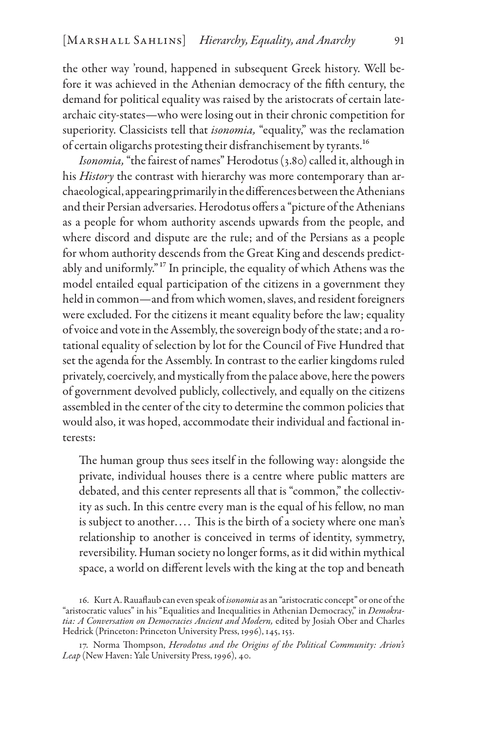the other way 'round, happened in subsequent Greek history. Well before it was achieved in the Athenian democracy of the fifth century, the demand for political equality was raised by the aristocrats of certain late-archaic city-states—who were losing out in their chronic competition for superiority. Classicists tell that *isonomia,* "equality," was the reclamation of certain oligarchs protesting their disfranchisement by tyrants.[16]

*Isonomia,* "the fairest of names" Herodotus (3.80) called it, although in his *History* the contrast with hierarchy was more contemporary than archaeological, appearing primarily in the differences between the Athenians and their Persian adversaries. Herodotus offers a "picture of the Athenians as a people for whom authority ascends upwards from the people, and where discord and dispute are the rule; and of the Persians as a people for whom authority descends from the Great King and descends predictably and uniformly."[17] In principle, the equality of which Athens was the model entailed equal participation of the citizens in a government they held in common—and from which women, slaves, and resident foreigners were excluded. For the citizens it meant equality before the law; equality of voice and vote in the Assembly, the sovereign body of the state; and a rotational equality of selection by lot for the Council of Five Hundred that set the agenda for the Assembly. In contrast to the earlier kingdoms ruled privately, coercively, and mystically from the palace above, here the powers of government devolved publicly, collectively, and equally on the citizens assembled in the center of the city to determine the common policies that would also, it was hoped, accommodate their individual and factional interests:

> The human group thus sees itself in the following way: alongside the private, individual houses there is a centre where public matters are debated, and this center represents all that is "common," the collectivity as such. In this centre every man is the equal of his fellow, no man is subject to another. . . . This is the birth of a society where one man's relationship to another is conceived in terms of identity, symmetry, reversibility. Human society no longer forms, as it did within mythical space, a world on different levels with the king at the top and beneath

16. Kurt A. Rauaflaub can even speak of *isonomia* as an "aristocratic concept" or one of the "aristocratic values" in his "Equalities and Inequalities in Athenian Democracy," in *Demokratia: A Conversation on Democracies Ancient and Modern,* edited by Josiah Ober and Charles Hedrick (Princeton: Princeton University Press, 1996), 145, 153.

17. Norma Thompson, *Herodotus and the Origins of the Political Community: Arion's Leap* (New Haven: Yale University Press, 1996), 40.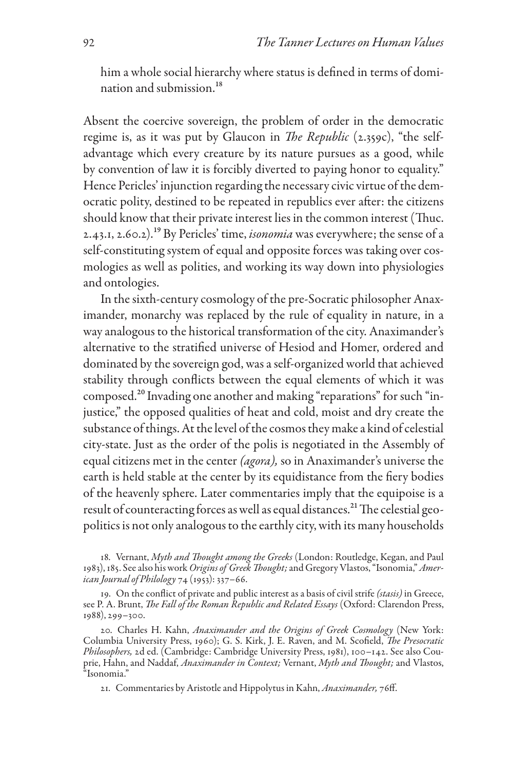him a whole social hierarchy where status is defined in terms of domination and submission.[18]

Absent the coercive sovereign, the problem of order in the democratic regime is, as it was put by Glaucon in *The Republic* (2.359c), "the self-advantage which every creature by its nature pursues as a good, while by convention of law it is forcibly diverted to paying honor to equality." Hence Pericles' injunction regarding the necessary civic virtue of the democratic polity, destined to be repeated in republics ever after: the citizens should know that their private interest lies in the common interest (Thuc. 2.43.1, 2.60.2).[19] By Pericles' time, *isonomia* was everywhere; the sense of a self-constituting system of equal and opposite forces was taking over cosmologies as well as polities, and working its way down into physiologies and ontologies.

In the sixth-century cosmology of the pre-Socratic philosopher Anaximander, monarchy was replaced by the rule of equality in nature, in a way analogous to the historical transformation of the city. Anaximander's alternative to the stratified universe of Hesiod and Homer, ordered and dominated by the sovereign god, was a self-organized world that achieved stability through conflicts between the equal elements of which it was composed.[20] Invading one another and making "reparations" for such "injustice," the opposed qualities of heat and cold, moist and dry create the substance of things. At the level of the cosmos they make a kind of celestial city-state. Just as the order of the polis is negotiated in the Assembly of equal citizens met in the center *(agora),* so in Anaximander's universe the earth is held stable at the center by its equidistance from the fiery bodies of the heavenly sphere. Later commentaries imply that the equipoise is a result of counteracting forces as well as equal distances.[21] The celestial geopolitics is not only analogous to the earthly city, with its many households

18. Vernant, *Myth and Thought among the Greeks* (London: Routledge, Kegan, and Paul 1983), 185. See also his work *Origins of Greek Thought;* and Gregory Vlastos, "Isonomia," *American Journal of Philology* 74 (1953): 337–66.

19. On the conflict of private and public interest as a basis of civil strife *(stasis)* in Greece, see P. A. Brunt, *The Fall of the Roman Republic and Related Essays* (Oxford: Clarendon Press, 1988), 299–300.

20. Charles H. Kahn, *Anaximander and the Origins of Greek Cosmology* (New York: Columbia University Press, 1960); G. S. Kirk, J. E. Raven, and M. Scofield, *The Presocratic Philosophers,* 2d ed. (Cambridge: Cambridge University Press, 1981), 100–142. See also Couprie, Hahn, and Naddaf, *Anaximander in Context;* Vernant, *Myth and Thought;* and Vlastos, "Isonomia."

21. Commentaries by Aristotle and Hippolytus in Kahn, *Anaximander,* 76ff.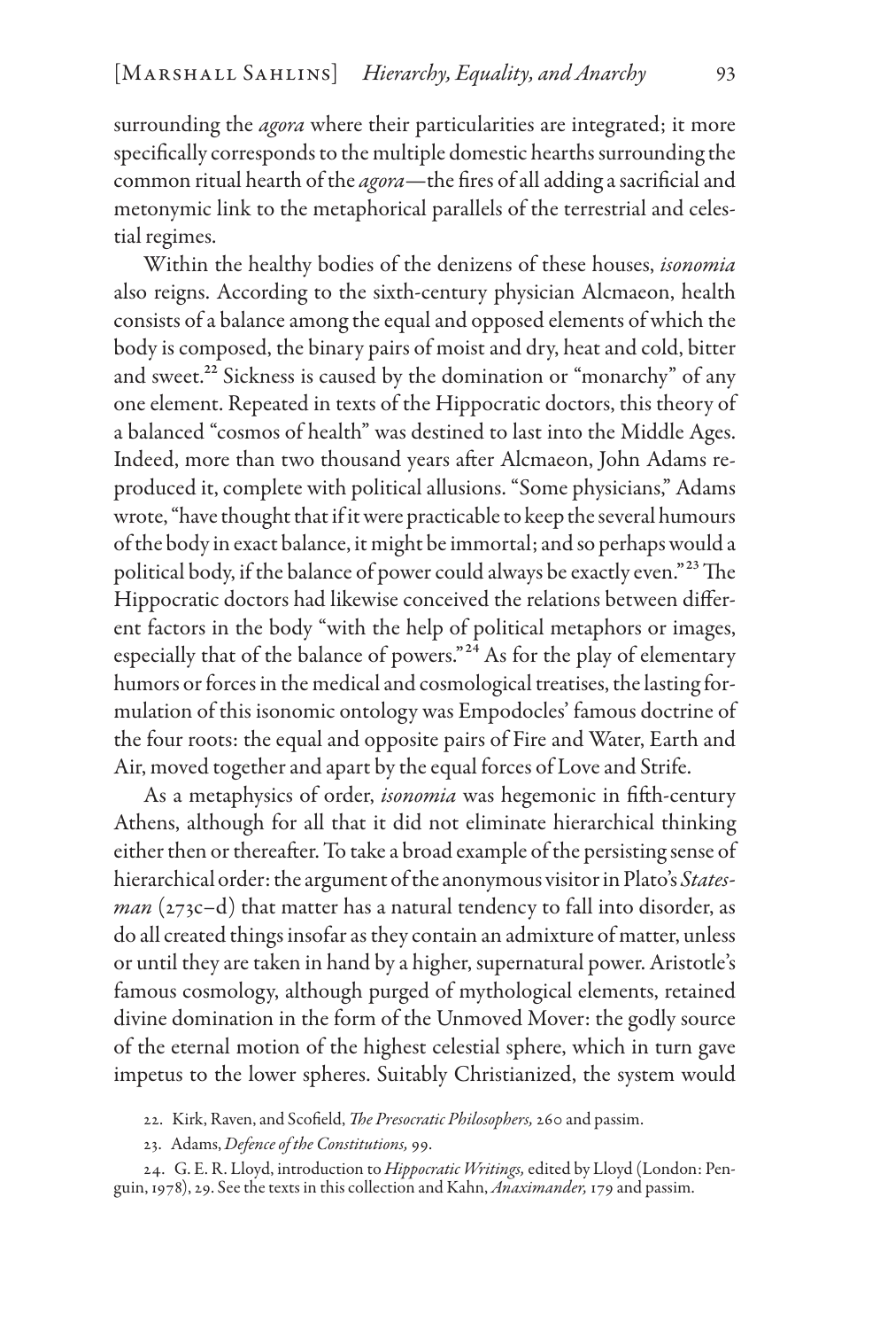surrounding the *agora* where their particularities are integrated; it more specifically corresponds to the multiple domestic hearths surrounding the common ritual hearth of the *agora*—the fires of all adding a sacrificial and metonymic link to the metaphorical parallels of the terrestrial and celestial regimes.

Within the healthy bodies of the denizens of these houses, *isonomia* also reigns. According to the sixth-century physician Alcmaeon, health consists of a balance among the equal and opposed elements of which the body is composed, the binary pairs of moist and dry, heat and cold, bitter and sweet.[22] Sickness is caused by the domination or "monarchy" of any one element. Repeated in texts of the Hippocratic doctors, this theory of a balanced "cosmos of health" was destined to last into the Middle Ages. Indeed, more than two thousand years after Alcmaeon, John Adams reproduced it, complete with political allusions. "Some physicians," Adams wrote, "have thought that if it were practicable to keep the several humours of the body in exact balance, it might be immortal; and so perhaps would a political body, if the balance of power could always be exactly even."[23] The Hippocratic doctors had likewise conceived the relations between different factors in the body "with the help of political metaphors or images, especially that of the balance of powers."[24] As for the play of elementary humors or forces in the medical and cosmological treatises, the lasting formulation of this isonomic ontology was Empodocles' famous doctrine of the four roots: the equal and opposite pairs of Fire and Water, Earth and Air, moved together and apart by the equal forces of Love and Strife.

As a metaphysics of order, *isonomia* was hegemonic in fifth-century Athens, although for all that it did not eliminate hierarchical thinking either then or thereafter. To take a broad example of the persisting sense of hierarchical order: the argument of the anonymous visitor in Plato's *Statesman* (273c–d) that matter has a natural tendency to fall into disorder, as do all created things insofar as they contain an admixture of matter, unless or until they are taken in hand by a higher, supernatural power. Aristotle's famous cosmology, although purged of mythological elements, retained divine domination in the form of the Unmoved Mover: the godly source of the eternal motion of the highest celestial sphere, which in turn gave impetus to the lower spheres. Suitably Christianized, the system would

22. Kirk, Raven, and Scofield, *The Presocratic Philosophers,* 260 and passim.

23. Adams, *Defence of the Constitutions,* 99.

24. G. E. R. Lloyd, introduction to *Hippocratic Writings,* edited by Lloyd (London: Penguin, 1978), 29. See the texts in this collection and Kahn, *Anaximander,* 179 and passim.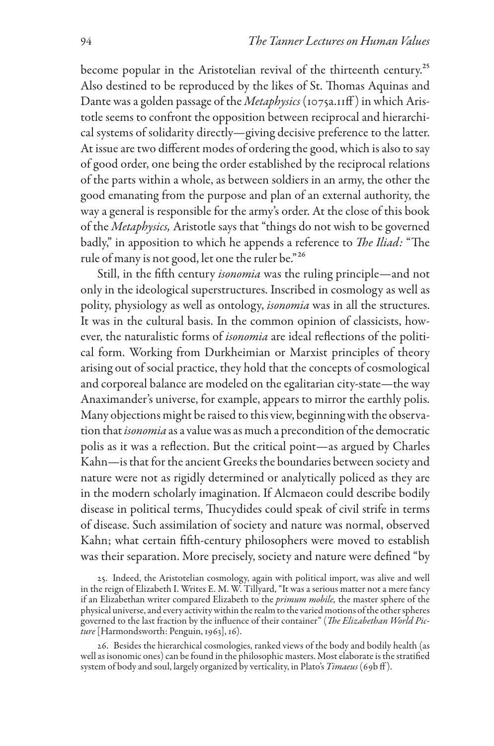become popular in the Aristotelian revival of the thirteenth century.[25] Also destined to be reproduced by the likes of St. Thomas Aquinas and Dante was a golden passage of the *Metaphysics* (1075a.11ff) in which Aristotle seems to confront the opposition between reciprocal and hierarchical systems of solidarity directly—giving decisive preference to the latter. At issue are two different modes of ordering the good, which is also to say of good order, one being the order established by the reciprocal relations of the parts within a whole, as between soldiers in an army, the other the good emanating from the purpose and plan of an external authority, the way a general is responsible for the army's order. At the close of this book of the *Metaphysics,* Aristotle says that "things do not wish to be governed badly," in apposition to which he appends a reference to *The Iliad:* "The rule of many is not good, let one the ruler be."[26]

Still, in the fifth century *isonomia* was the ruling principle—and not only in the ideological superstructures. Inscribed in cosmology as well as polity, physiology as well as ontology, *isonomia* was in all the structures. It was in the cultural basis. In the common opinion of classicists, however, the naturalistic forms of *isonomia* are ideal reflections of the political form. Working from Durkheimian or Marxist principles of theory arising out of social practice, they hold that the concepts of cosmological and corporeal balance are modeled on the egalitarian city-state—the way Anaximander's universe, for example, appears to mirror the earthly polis. Many objections might be raised to this view, beginning with the observation that *isonomia* as a value was as much a precondition of the democratic polis as it was a reflection. But the critical point—as argued by Charles Kahn—is that for the ancient Greeks the boundaries between society and nature were not as rigidly determined or analytically policed as they are in the modern scholarly imagination. If Alcmaeon could describe bodily disease in political terms, Thucydides could speak of civil strife in terms of disease. Such assimilation of society and nature was normal, observed Kahn; what certain fifth-century philosophers were moved to establish was their separation. More precisely, society and nature were defined "by

25. Indeed, the Aristotelian cosmology, again with political import, was alive and well in the reign of Elizabeth I. Writes E. M. W. Tillyard, "It was a serious matter not a mere fancy if an Elizabethan writer compared Elizabeth to the *primum mobile,* the master sphere of the physical universe, and every activity within the realm to the varied motions of the other spheres governed to the last fraction by the influence of their container" (*The Elizabethan World Picture* [Harmondsworth: Penguin, 1963], 16).

26. Besides the hierarchical cosmologies, ranked views of the body and bodily health (as well as isonomic ones) can be found in the philosophic masters. Most elaborate is the stratified system of body and soul, largely organized by verticality, in Plato's *Timaeus* (69b ff).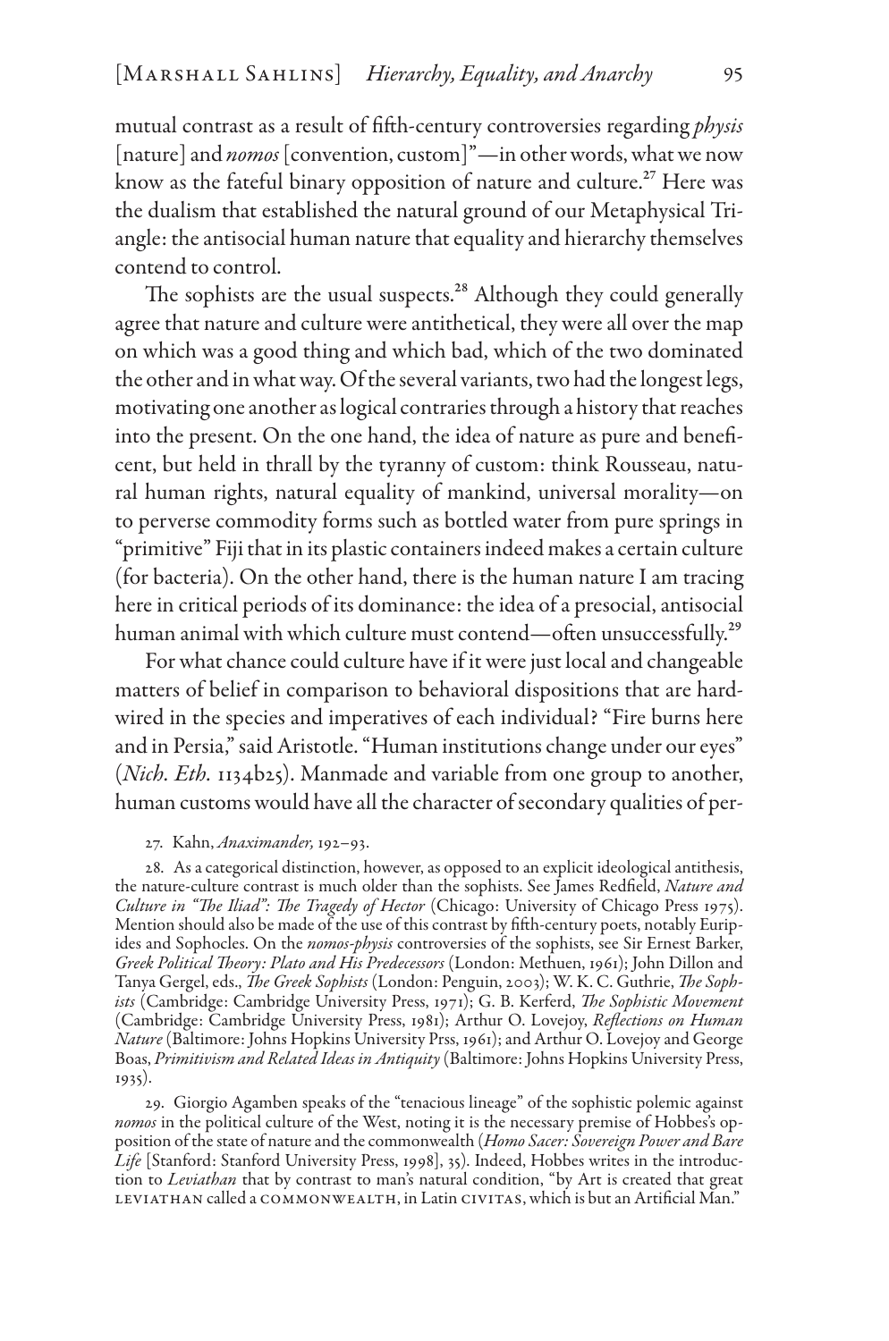mutual contrast as a result of fifth-century controversies regarding *physis* [nature] and *nomos* [convention, custom]"—in other words, what we now know as the fateful binary opposition of nature and culture.[27] Here was the dualism that established the natural ground of our Metaphysical Triangle: the antisocial human nature that equality and hierarchy themselves contend to control.

The sophists are the usual suspects.[28] Although they could generally agree that nature and culture were antithetical, they were all over the map on which was a good thing and which bad, which of the two dominated the other and in what way. Of the several variants, two had the longest legs, motivating one another as logical contraries through a history that reaches into the present. On the one hand, the idea of nature as pure and beneficent, but held in thrall by the tyranny of custom: think Rousseau, natural human rights, natural equality of mankind, universal morality—on to perverse commodity forms such as bottled water from pure springs in "primitive" Fiji that in its plastic containers indeed makes a certain culture (for bacteria). On the other hand, there is the human nature I am tracing here in critical periods of its dominance: the idea of a presocial, antisocial human animal with which culture must contend—often unsuccessfully.[29]

For what chance could culture have if it were just local and changeable matters of belief in comparison to behavioral dispositions that are hardwired in the species and imperatives of each individual? "Fire burns here and in Persia," said Aristotle. "Human institutions change under our eyes" (*Nich. Eth.* 1134b25). Manmade and variable from one group to another, human customs would have all the character of secondary qualities of per-

27. Kahn, *Anaximander,* 192–93.

28. As a categorical distinction, however, as opposed to an explicit ideological antithesis, the nature-culture contrast is much older than the sophists. See James Redfield, *Nature and Culture in "The Iliad": The Tragedy of Hector* (Chicago: University of Chicago Press 1975). Mention should also be made of the use of this contrast by fifth-century poets, notably Euripides and Sophocles. On the *nomos-physis* controversies of the sophists, see Sir Ernest Barker, *Greek Political Theory: Plato and His Predecessors* (London: Methuen, 1961); John Dillon and Tanya Gergel, eds., *The Greek Sophists* (London: Penguin, 2003); W. K. C. Guthrie, *The Sophists* (Cambridge: Cambridge University Press, 1971); G. B. Kerferd, *The Sophistic Movement* (Cambridge: Cambridge University Press, 1981); Arthur O. Lovejoy, *Reflections on Human Nature* (Baltimore: Johns Hopkins University Prss, 1961); and Arthur O. Lovejoy and George Boas, *Primitivism and Related Ideas in Antiquity* (Baltimore: Johns Hopkins University Press, 1935).

29. Giorgio Agamben speaks of the "tenacious lineage" of the sophistic polemic against *nomos* in the political culture of the West, noting it is the necessary premise of Hobbes's opposition of the state of nature and the commonwealth (*Homo Sacer: Sovereign Power and Bare Life* [Stanford: Stanford University Press, 1998], 35). Indeed, Hobbes writes in the introduction to *Leviathan* that by contrast to man's natural condition, "by Art is created that great LEVIATHAN called a COMMONWEALTH, in Latin CIVITAS, which is but an Artificial Man."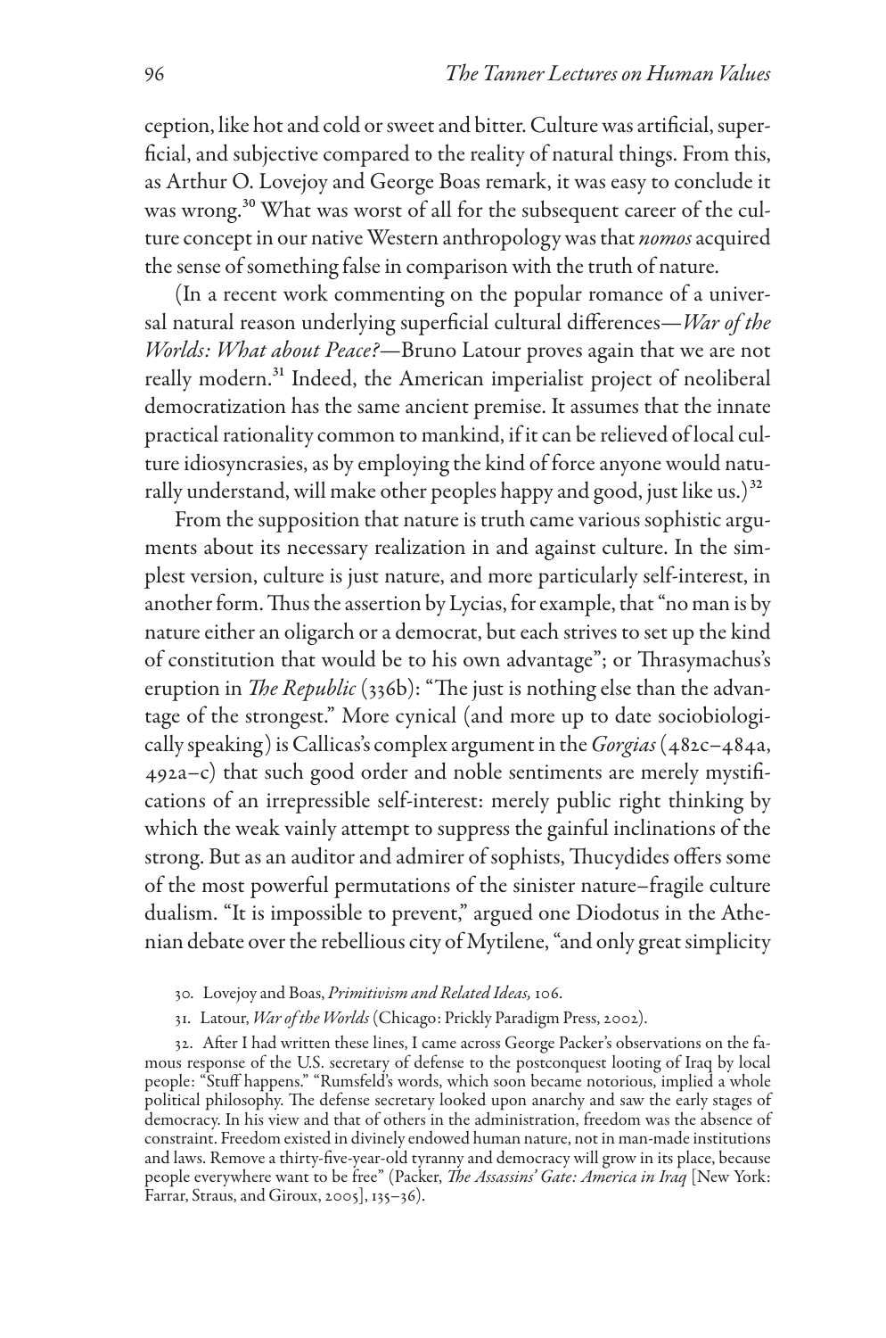ception, like hot and cold or sweet and bitter. Culture was artificial, superficial, and subjective compared to the reality of natural things. From this, as Arthur O. Lovejoy and George Boas remark, it was easy to conclude it was wrong.[30] What was worst of all for the subsequent career of the culture concept in our native Western anthropology was that *nomos* acquired the sense of something false in comparison with the truth of nature.

(In a recent work commenting on the popular romance of a universal natural reason underlying superficial cultural differences—*War of the Worlds: What about Peace?*—Bruno Latour proves again that we are not really modern.[31] Indeed, the American imperialist project of neoliberal democratization has the same ancient premise. It assumes that the innate practical rationality common to mankind, if it can be relieved of local culture idiosyncrasies, as by employing the kind of force anyone would naturally understand, will make other peoples happy and good, just like us.)[32]

From the supposition that nature is truth came various sophistic arguments about its necessary realization in and against culture. In the simplest version, culture is just nature, and more particularly self-interest, in another form. Thus the assertion by Lycias, for example, that "no man is by nature either an oligarch or a democrat, but each strives to set up the kind of constitution that would be to his own advantage"; or Thrasymachus's eruption in *The Republic* (336b): "The just is nothing else than the advantage of the strongest." More cynical (and more up to date sociobiologically speaking) is Callicas's complex argument in the *Gorgias* (482c–484a, 492a–c) that such good order and noble sentiments are merely mystifications of an irrepressible self-interest: merely public right thinking by which the weak vainly attempt to suppress the gainful inclinations of the strong. But as an auditor and admirer of sophists, Thucydides offers some of the most powerful permutations of the sinister nature–fragile culture dualism. "It is impossible to prevent," argued one Diodotus in the Athenian debate over the rebellious city of Mytilene, "and only great simplicity

30. Lovejoy and Boas, *Primitivism and Related Ideas,* 106.

31. Latour, *War of the Worlds* (Chicago: Prickly Paradigm Press, 2002).

32. After I had written these lines, I came across George Packer's observations on the famous response of the U.S. secretary of defense to the postconquest looting of Iraq by local people: "Stuff happens." "Rumsfeld's words, which soon became notorious, implied a whole political philosophy. The defense secretary looked upon anarchy and saw the early stages of democracy. In his view and that of others in the administration, freedom was the absence of constraint. Freedom existed in divinely endowed human nature, not in man-made institutions and laws. Remove a thirty-five-year-old tyranny and democracy will grow in its place, because people everywhere want to be free" (Packer, *The Assassins' Gate: America in Iraq* [New York: Farrar, Straus, and Giroux, 2005], 135–36).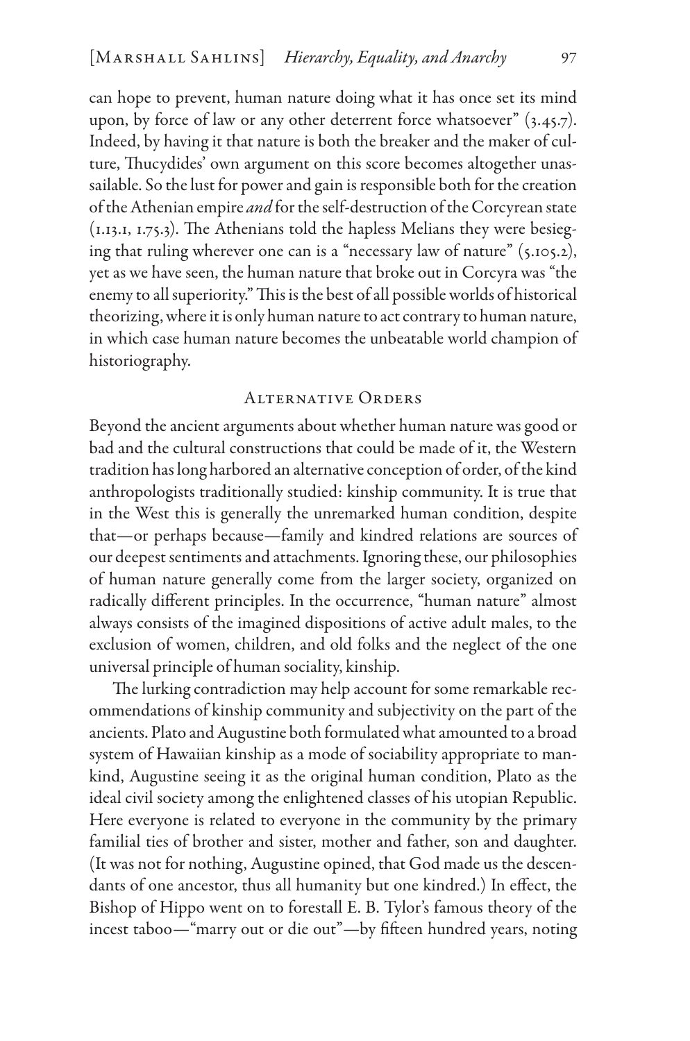can hope to prevent, human nature doing what it has once set its mind upon, by force of law or any other deterrent force whatsoever" (3.45.7). Indeed, by having it that nature is both the breaker and the maker of culture, Thucydides' own argument on this score becomes altogether unassailable. So the lust for power and gain is responsible both for the creation of the Athenian empire *and* for the self-destruction of the Corcyrean state (1.13.1, 1.75.3). The Athenians told the hapless Melians they were besieging that ruling wherever one can is a "necessary law of nature" (5.105.2), yet as we have seen, the human nature that broke out in Corcyra was "the enemy to all superiority." This is the best of all possible worlds of historical theorizing, where it is only human nature to act contrary to human nature, in which case human nature becomes the unbeatable world champion of historiography.

## Alternative Orders

Beyond the ancient arguments about whether human nature was good or bad and the cultural constructions that could be made of it, the Western tradition has long harbored an alternative conception of order, of the kind anthropologists traditionally studied: kinship community. It is true that in the West this is generally the unremarked human condition, despite that—or perhaps because—family and kindred relations are sources of our deepest sentiments and attachments. Ignoring these, our philosophies of human nature generally come from the larger society, organized on radically different principles. In the occurrence, "human nature" almost always consists of the imagined dispositions of active adult males, to the exclusion of women, children, and old folks and the neglect of the one universal principle of human sociality, kinship.

The lurking contradiction may help account for some remarkable recommendations of kinship community and subjectivity on the part of the ancients. Plato and Augustine both formulated what amounted to a broad system of Hawaiian kinship as a mode of sociability appropriate to mankind, Augustine seeing it as the original human condition, Plato as the ideal civil society among the enlightened classes of his utopian Republic. Here everyone is related to everyone in the community by the primary familial ties of brother and sister, mother and father, son and daughter. (It was not for nothing, Augustine opined, that God made us the descendants of one ancestor, thus all humanity but one kindred.) In effect, the Bishop of Hippo went on to forestall E. B. Tylor's famous theory of the incest taboo—"marry out or die out"—by fifteen hundred years, noting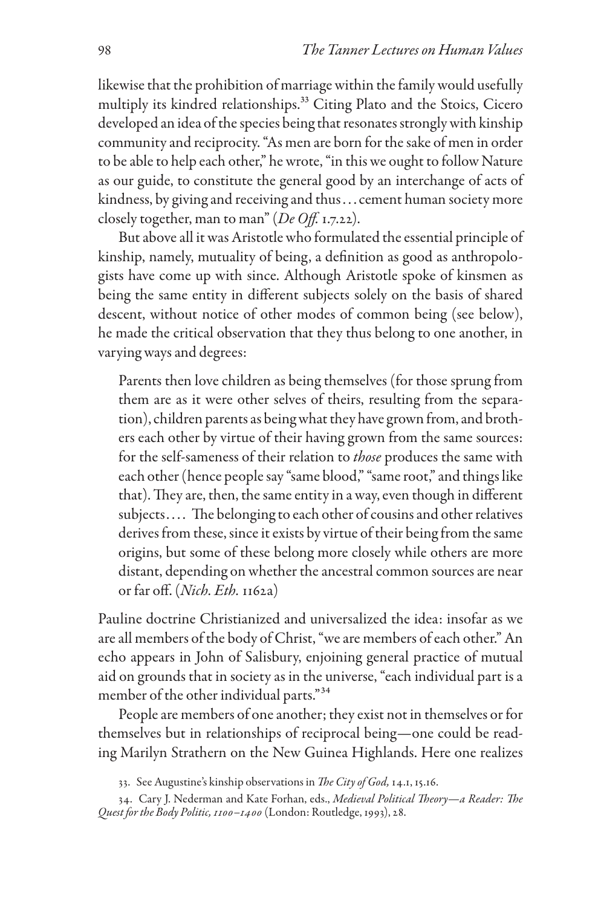likewise that the prohibition of marriage within the family would usefully multiply its kindred relationships.[33] Citing Plato and the Stoics, Cicero developed an idea of the species being that resonates strongly with kinship community and reciprocity. "As men are born for the sake of men in order to be able to help each other," he wrote, "in this we ought to follow Nature as our guide, to constitute the general good by an interchange of acts of kindness, by giving and receiving and thus . . . cement human society more closely together, man to man" (*De Off.* 1.7.22).

But above all it was Aristotle who formulated the essential principle of kinship, namely, mutuality of being, a definition as good as anthropologists have come up with since. Although Aristotle spoke of kinsmen as being the same entity in different subjects solely on the basis of shared descent, without notice of other modes of common being (see below), he made the critical observation that they thus belong to one another, in varying ways and degrees:

> Parents then love children as being themselves (for those sprung from them are as it were other selves of theirs, resulting from the separation), children parents as being what they have grown from, and brothers each other by virtue of their having grown from the same sources: for the self-sameness of their relation to *those* produces the same with each other (hence people say "same blood," "same root," and things like that). They are, then, the same entity in a way, even though in different subjects. . . . The belonging to each other of cousins and other relatives derives from these, since it exists by virtue of their being from the same origins, but some of these belong more closely while others are more distant, depending on whether the ancestral common sources are near or far off. (*Nich. Eth.* 1162a)

Pauline doctrine Christianized and universalized the idea: insofar as we are all members of the body of Christ, "we are members of each other." An echo appears in John of Salisbury, enjoining general practice of mutual aid on grounds that in society as in the universe, "each individual part is a member of the other individual parts."[34]

People are members of one another; they exist not in themselves or for themselves but in relationships of reciprocal being—one could be reading Marilyn Strathern on the New Guinea Highlands. Here one realizes

33. See Augustine's kinship observations in *The City of God,* 14.1, 15.16.

34. Cary J. Nederman and Kate Forhan, eds., *Medieval Political Theory—a Reader: The Quest for the Body Politic, 1100–1400* (London: Routledge, 1993), 28.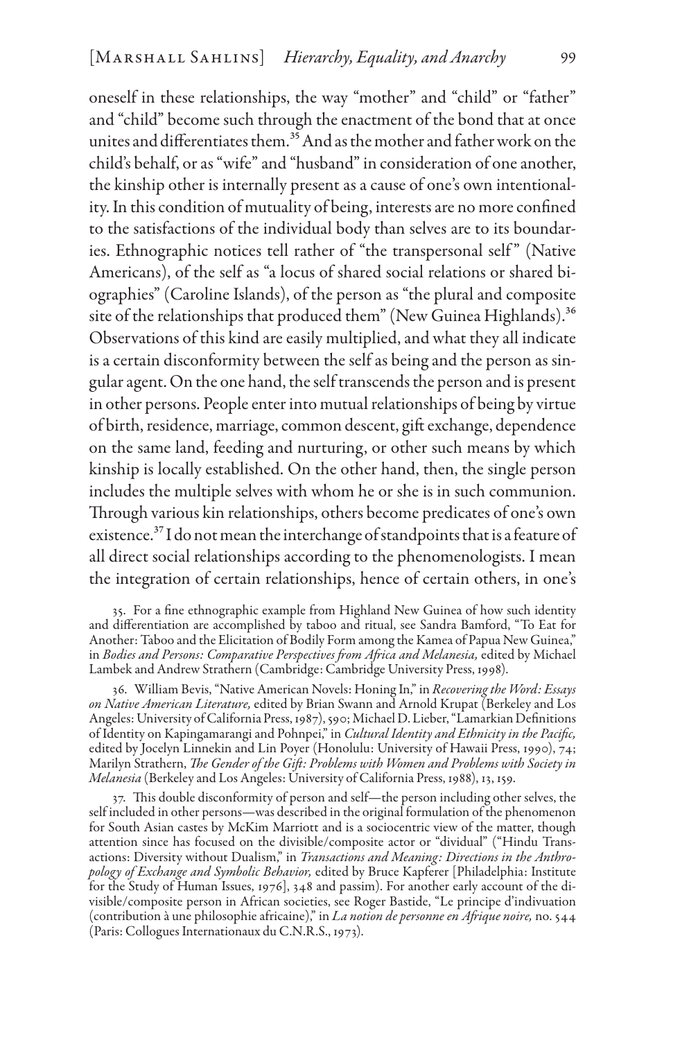oneself in these relationships, the way "mother" and "child" or "father" and "child" become such through the enactment of the bond that at once unites and differentiates them.[35] And as the mother and father work on the child's behalf, or as "wife" and "husband" in consideration of one another, the kinship other is internally present as a cause of one's own intentionality. In this condition of mutuality of being, interests are no more confined to the satisfactions of the individual body than selves are to its boundaries. Ethnographic notices tell rather of "the transpersonal self" (Native Americans), of the self as "a locus of shared social relations or shared biographies" (Caroline Islands), of the person as "the plural and composite site of the relationships that produced them" (New Guinea Highlands).[36] Observations of this kind are easily multiplied, and what they all indicate is a certain disconformity between the self as being and the person as singular agent. On the one hand, the self transcends the person and is present in other persons. People enter into mutual relationships of being by virtue of birth, residence, marriage, common descent, gift exchange, dependence on the same land, feeding and nurturing, or other such means by which kinship is locally established. On the other hand, then, the single person includes the multiple selves with whom he or she is in such communion. Through various kin relationships, others become predicates of one's own existence.[37] I do not mean the interchange of standpoints that is a feature of all direct social relationships according to the phenomenologists. I mean the integration of certain relationships, hence of certain others, in one's

35. For a fine ethnographic example from Highland New Guinea of how such identity and differentiation are accomplished by taboo and ritual, see Sandra Bamford, "To Eat for Another: Taboo and the Elicitation of Bodily Form among the Kamea of Papua New Guinea," in *Bodies and Persons: Comparative Perspectives from Africa and Melanesia,* edited by Michael Lambek and Andrew Strathern (Cambridge: Cambridge University Press, 1998).

36. William Bevis, "Native American Novels: Honing In," in *Recovering the Word: Essays on Native American Literature,* edited by Brian Swann and Arnold Krupat (Berkeley and Los Angeles: University of California Press, 1987), 590; Michael D. Lieber, "Lamarkian Definitions of Identity on Kapingamarangi and Pohnpei," in *Cultural Identity and Ethnicity in the Pacific,* edited by Jocelyn Linnekin and Lin Poyer (Honolulu: University of Hawaii Press, 1990), 74; Marilyn Strathern, *The Gender of the Gift: Problems with Women and Problems with Society in Melanesia* (Berkeley and Los Angeles: University of California Press, 1988), 13, 159.

37. This double disconformity of person and self—the person including other selves, the self included in other persons—was described in the original formulation of the phenomenon for South Asian castes by McKim Marriott and is a sociocentric view of the matter, though attention since has focused on the divisible/composite actor or "dividual" ("Hindu Transactions: Diversity without Dualism," in *Transactions and Meaning: Directions in the Anthropology of Exchange and Symbolic Behavior,* edited by Bruce Kapferer [Philadelphia: Institute for the Study of Human Issues, 1976], 348 and passim). For another early account of the divisible/composite person in African societies, see Roger Bastide, "Le principe d'indivuation (contribution à une philosophie africaine)," in *La notion de personne en Afrique noire,* no. 544 (Paris: Collogues Internationaux du C.N.R.S., 1973).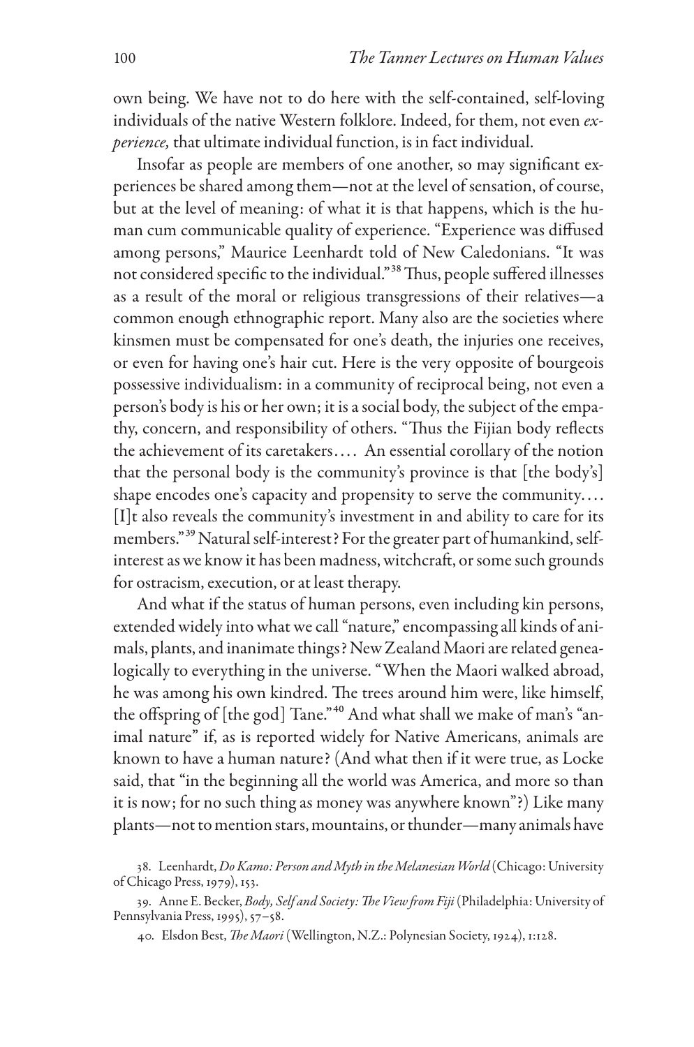own being. We have not to do here with the self-contained, self-loving individuals of the native Western folklore. Indeed, for them, not even *experience,* that ultimate individual function, is in fact individual.

Insofar as people are members of one another, so may significant experiences be shared among them—not at the level of sensation, of course, but at the level of meaning: of what it is that happens, which is the human cum communicable quality of experience. "Experience was diffused among persons," Maurice Leenhardt told of New Caledonians. "It was not considered specific to the individual."[38] Thus, people suffered illnesses as a result of the moral or religious transgressions of their relatives—a common enough ethnographic report. Many also are the societies where kinsmen must be compensated for one's death, the injuries one receives, or even for having one's hair cut. Here is the very opposite of bourgeois possessive individualism: in a community of reciprocal being, not even a person's body is his or her own; it is a social body, the subject of the empathy, concern, and responsibility of others. "Thus the Fijian body reflects the achievement of its caretakers. . . . An essential corollary of the notion that the personal body is the community's province is that [the body's] shape encodes one's capacity and propensity to serve the community. . . . [I]t also reveals the community's investment in and ability to care for its members."[39] Natural self-interest? For the greater part of humankind, self-interest as we know it has been madness, witchcraft, or some such grounds for ostracism, execution, or at least therapy.

And what if the status of human persons, even including kin persons, extended widely into what we call "nature," encompassing all kinds of animals, plants, and inanimate things? New Zealand Maori are related genealogically to everything in the universe. "When the Maori walked abroad, he was among his own kindred. The trees around him were, like himself, the offspring of [the god] Tane."[40] And what shall we make of man's "animal nature" if, as is reported widely for Native Americans, animals are known to have a human nature? (And what then if it were true, as Locke said, that "in the beginning all the world was America, and more so than it is now; for no such thing as money was anywhere known"?) Like many plants—not to mention stars, mountains, or thunder—many animals have

38. Leenhardt, *Do Kamo: Person and Myth in the Melanesian World* (Chicago: University of Chicago Press, 1979), 153.

39. Anne E. Becker, *Body, Self and Society: The View from Fiji* (Philadelphia: University of Pennsylvania Press, 1995), 57–58.

40. Elsdon Best, *The Maori* (Wellington, N.Z.: Polynesian Society, 1924), 1:128.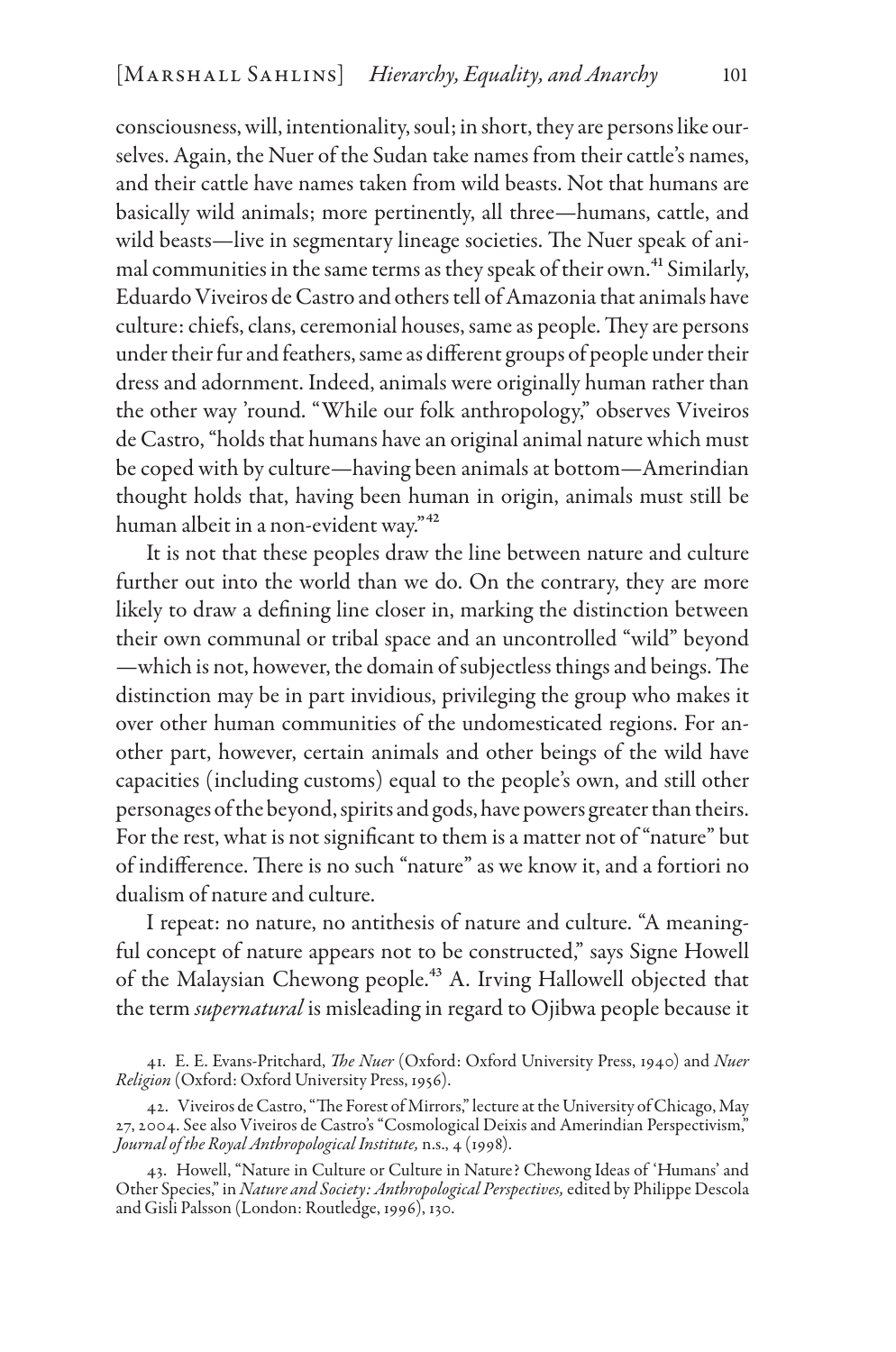consciousness, will, intentionality, soul; in short, they are persons like ourselves. Again, the Nuer of the Sudan take names from their cattle's names, and their cattle have names taken from wild beasts. Not that humans are basically wild animals; more pertinently, all three—humans, cattle, and wild beasts—live in segmentary lineage societies. The Nuer speak of animal communities in the same terms as they speak of their own.[41] Similarly, Eduardo Viveiros de Castro and others tell of Amazonia that animals have culture: chiefs, clans, ceremonial houses, same as people. They are persons under their fur and feathers, same as different groups of people under their dress and adornment. Indeed, animals were originally human rather than the other way 'round. "While our folk anthropology," observes Viveiros de Castro, "holds that humans have an original animal nature which must be coped with by culture—having been animals at bottom—Amerindian thought holds that, having been human in origin, animals must still be human albeit in a non-evident way."[42]

It is not that these peoples draw the line between nature and culture further out into the world than we do. On the contrary, they are more likely to draw a defining line closer in, marking the distinction between their own communal or tribal space and an uncontrolled "wild" beyond —which is not, however, the domain of subjectless things and beings. The distinction may be in part invidious, privileging the group who makes it over other human communities of the undomesticated regions. For another part, however, certain animals and other beings of the wild have capacities (including customs) equal to the people's own, and still other personages of the beyond, spirits and gods, have powers greater than theirs. For the rest, what is not significant to them is a matter not of "nature" but of indifference. There is no such "nature" as we know it, and a fortiori no dualism of nature and culture.

I repeat: no nature, no antithesis of nature and culture. "A meaningful concept of nature appears not to be constructed," says Signe Howell of the Malaysian Chewong people.[43] A. Irving Hallowell objected that the term *supernatural* is misleading in regard to Ojibwa people because it

41. E. E. Evans-Pritchard, *The Nuer* (Oxford: Oxford University Press, 1940) and *Nuer Religion* (Oxford: Oxford University Press, 1956).

42. Viveiros de Castro, "The Forest of Mirrors," lecture at the University of Chicago, May 27, 2004. See also Viveiros de Castro's "Cosmological Deixis and Amerindian Perspectivism," *Journal of the Royal Anthropological Institute,* n.s., 4 (1998).

43. Howell, "Nature in Culture or Culture in Nature? Chewong Ideas of 'Humans' and Other Species," in *Nature and Society: Anthropological Perspectives,* edited by Philippe Descola and Gisli Palsson (London: Routledge, 1996), 130.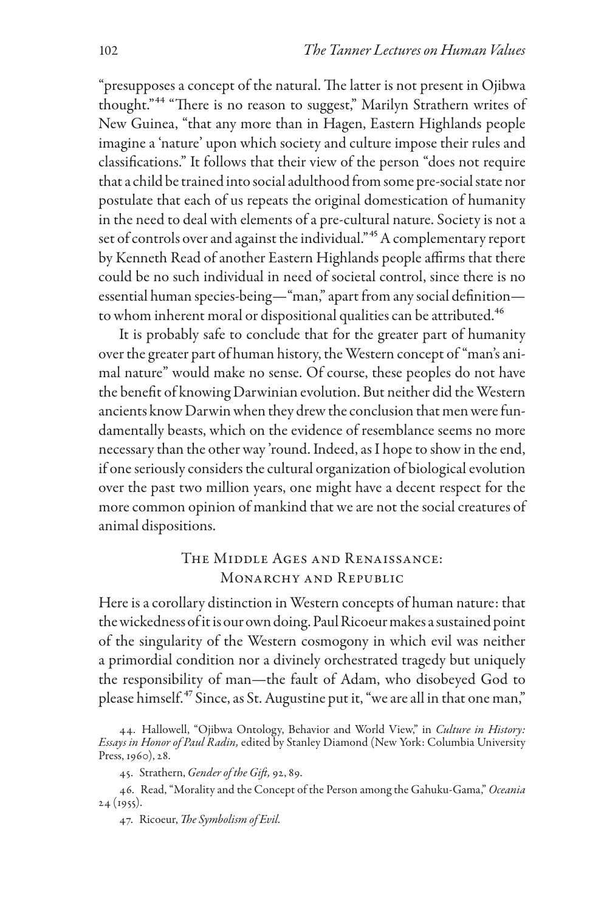"presupposes a concept of the natural. The latter is not present in Ojibwa thought."[44] "There is no reason to suggest," Marilyn Strathern writes of New Guinea, "that any more than in Hagen, Eastern Highlands people imagine a 'nature' upon which society and culture impose their rules and classifications." It follows that their view of the person "does not require that a child be trained into social adulthood from some pre-social state nor postulate that each of us repeats the original domestication of humanity in the need to deal with elements of a pre-cultural nature. Society is not a set of controls over and against the individual."[45] A complementary report by Kenneth Read of another Eastern Highlands people affirms that there could be no such individual in need of societal control, since there is no essential human species-being—"man," apart from any social definition—to whom inherent moral or dispositional qualities can be attributed.[46]

It is probably safe to conclude that for the greater part of humanity over the greater part of human history, the Western concept of "man's animal nature" would make no sense. Of course, these peoples do not have the benefit of knowing Darwinian evolution. But neither did the Western ancients know Darwin when they drew the conclusion that men were fundamentally beasts, which on the evidence of resemblance seems no more necessary than the other way 'round. Indeed, as I hope to show in the end, if one seriously considers the cultural organization of biological evolution over the past two million years, one might have a decent respect for the more common opinion of mankind that we are not the social creatures of animal dispositions.

## The Middle Ages and Renaissance: Monarchy and Republic

Here is a corollary distinction in Western concepts of human nature: that the wickedness of it is our own doing. Paul Ricoeur makes a sustained point of the singularity of the Western cosmogony in which evil was neither a primordial condition nor a divinely orchestrated tragedy but uniquely the responsibility of man—the fault of Adam, who disobeyed God to please himself.[47] Since, as St. Augustine put it, "we are all in that one man,"

44. Hallowell, "Ojibwa Ontology, Behavior and World View," in *Culture in History: Essays in Honor of Paul Radin,* edited by Stanley Diamond (New York: Columbia University Press, 1960), 28.

45. Strathern, *Gender of the Gift,* 92, 89.

46. Read, "Morality and the Concept of the Person among the Gahuku-Gama," *Oceania* 24 (1955).

47. Ricoeur, *The Symbolism of Evil.*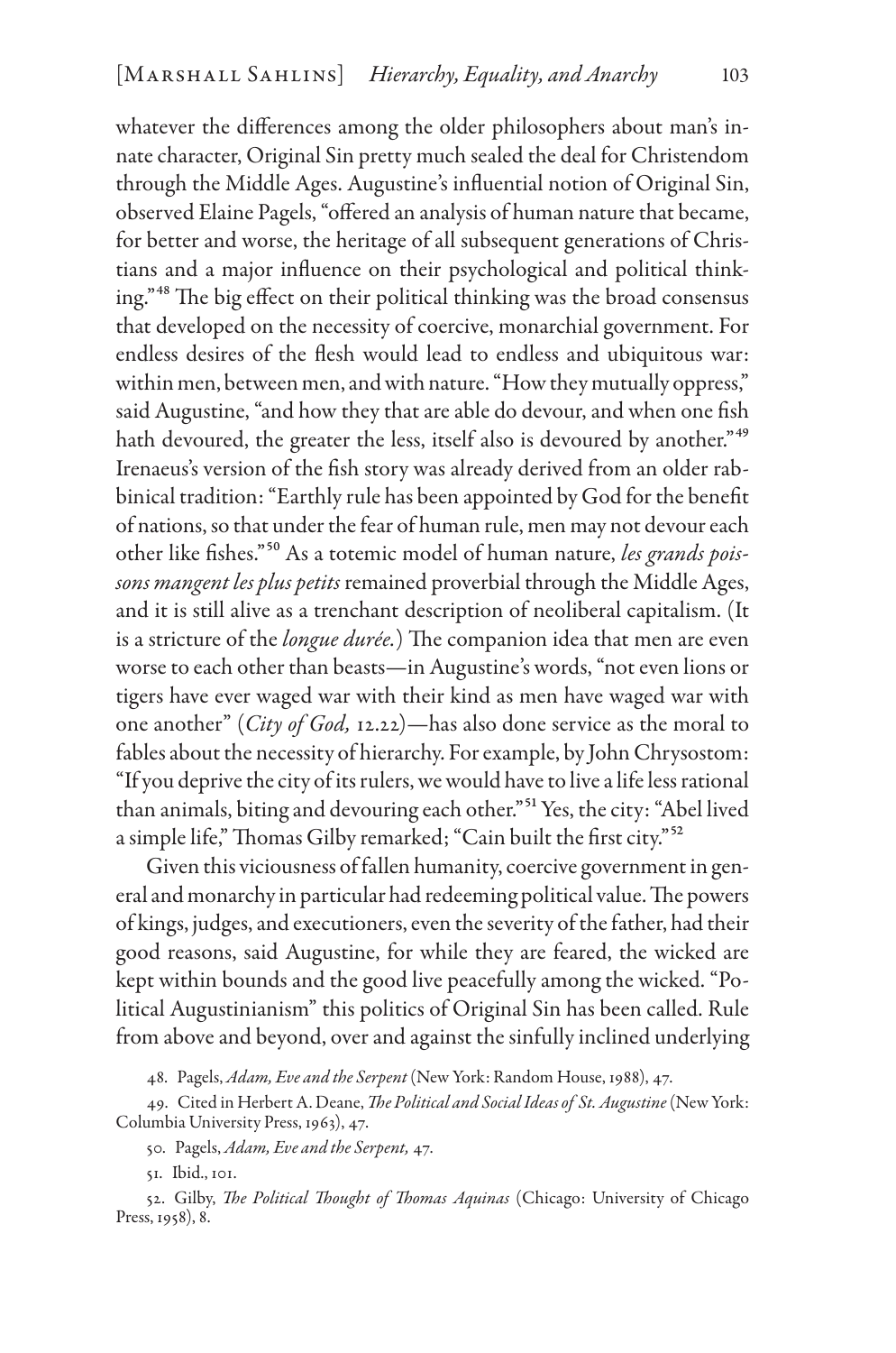whatever the differences among the older philosophers about man's innate character, Original Sin pretty much sealed the deal for Christendom through the Middle Ages. Augustine's influential notion of Original Sin, observed Elaine Pagels, "offered an analysis of human nature that became, for better and worse, the heritage of all subsequent generations of Christians and a major influence on their psychological and political thinking."[48] The big effect on their political thinking was the broad consensus that developed on the necessity of coercive, monarchial government. For endless desires of the flesh would lead to endless and ubiquitous war: within men, between men, and with nature. "How they mutually oppress," said Augustine, "and how they that are able do devour, and when one fish hath devoured, the greater the less, itself also is devoured by another."[49] Irenaeus's version of the fish story was already derived from an older rabbinical tradition: "Earthly rule has been appointed by God for the benefit of nations, so that under the fear of human rule, men may not devour each other like fishes."[50] As a totemic model of human nature, *les grands poissons mangent les plus petits* remained proverbial through the Middle Ages, and it is still alive as a trenchant description of neoliberal capitalism. (It is a stricture of the *longue durée.*) The companion idea that men are even worse to each other than beasts—in Augustine's words, "not even lions or tigers have ever waged war with their kind as men have waged war with one another" (*City of God,* 12.22)—has also done service as the moral to fables about the necessity of hierarchy. For example, by John Chrysostom: "If you deprive the city of its rulers, we would have to live a life less rational than animals, biting and devouring each other."[51] Yes, the city: "Abel lived a simple life," Thomas Gilby remarked; "Cain built the first city."[52]

Given this viciousness of fallen humanity, coercive government in general and monarchy in particular had redeeming political value. The powers of kings, judges, and executioners, even the severity of the father, had their good reasons, said Augustine, for while they are feared, the wicked are kept within bounds and the good live peacefully among the wicked. "Political Augustinianism" this politics of Original Sin has been called. Rule from above and beyond, over and against the sinfully inclined underlying

48. Pagels, *Adam, Eve and the Serpent* (New York: Random House, 1988), 47.

49. Cited in Herbert A. Deane, *The Political and Social Ideas of St. Augustine* (New York: Columbia University Press, 1963), 47.

50. Pagels, *Adam, Eve and the Serpent,* 47.

51. Ibid., 101.

52. Gilby, *The Political Thought of Thomas Aquinas* (Chicago: University of Chicago Press, 1958), 8.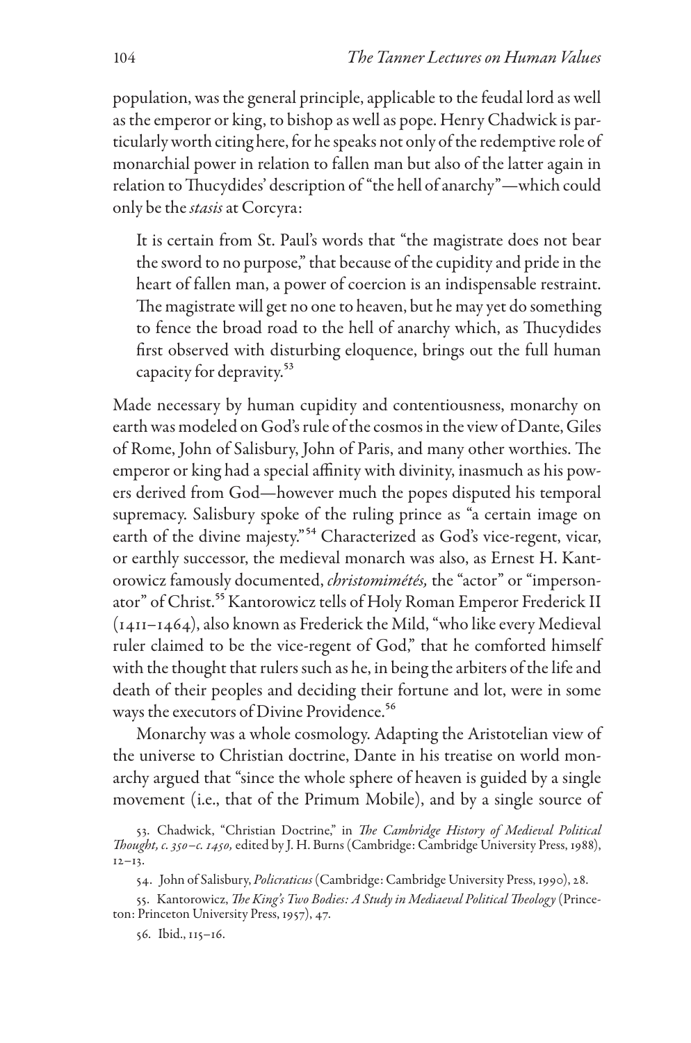population, was the general principle, applicable to the feudal lord as well as the emperor or king, to bishop as well as pope. Henry Chadwick is particularly worth citing here, for he speaks not only of the redemptive role of monarchial power in relation to fallen man but also of the latter again in relation to Thucydides' description of "the hell of anarchy"—which could only be the *stasis* at Corcyra:

> It is certain from St. Paul's words that "the magistrate does not bear the sword to no purpose," that because of the cupidity and pride in the heart of fallen man, a power of coercion is an indispensable restraint. The magistrate will get no one to heaven, but he may yet do something to fence the broad road to the hell of anarchy which, as Thucydides first observed with disturbing eloquence, brings out the full human capacity for depravity.[53]

Made necessary by human cupidity and contentiousness, monarchy on earth was modeled on God's rule of the cosmos in the view of Dante, Giles of Rome, John of Salisbury, John of Paris, and many other worthies. The emperor or king had a special affinity with divinity, inasmuch as his powers derived from God—however much the popes disputed his temporal supremacy. Salisbury spoke of the ruling prince as "a certain image on earth of the divine majesty."[54] Characterized as God's vice-regent, vicar, or earthly successor, the medieval monarch was also, as Ernest H. Kantorowicz famously documented, *christomimétés,* the "actor" or "impersonator" of Christ.[55] Kantorowicz tells of Holy Roman Emperor Frederick II (1411–1464), also known as Frederick the Mild, "who like every Medieval ruler claimed to be the vice-regent of God," that he comforted himself with the thought that rulers such as he, in being the arbiters of the life and death of their peoples and deciding their fortune and lot, were in some ways the executors of Divine Providence.[56]

Monarchy was a whole cosmology. Adapting the Aristotelian view of the universe to Christian doctrine, Dante in his treatise on world monarchy argued that "since the whole sphere of heaven is guided by a single movement (i.e., that of the Primum Mobile), and by a single source of

53. Chadwick, "Christian Doctrine," in *The Cambridge History of Medieval Political Thought, c. 350–c. 1450,* edited by J. H. Burns (Cambridge: Cambridge University Press, 1988), 12–13.

54. John of Salisbury, *Policraticus* (Cambridge: Cambridge University Press, 1990), 28.

55. Kantorowicz, *The King's Two Bodies: A Study in Mediaeval Political Theology* (Princeton: Princeton University Press, 1957), 47.

56. Ibid., 115–16.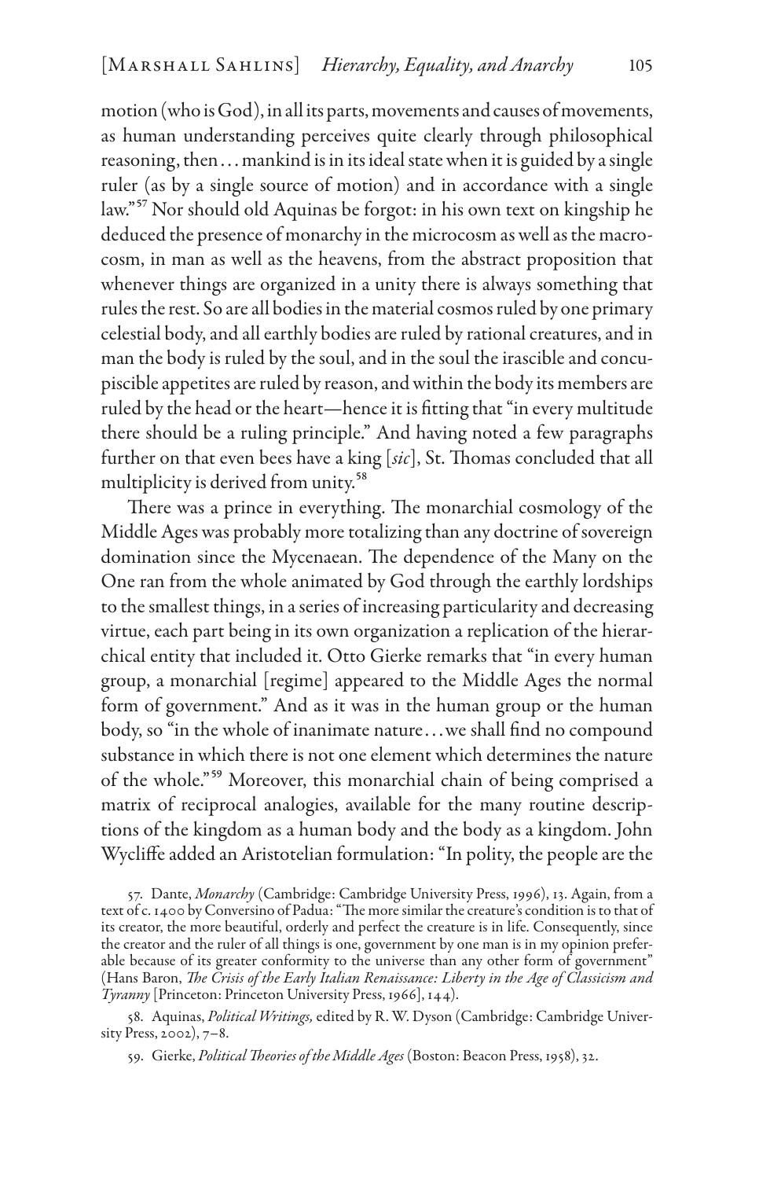motion (who is God), in all its parts, movements and causes of movements, as human understanding perceives quite clearly through philosophical reasoning, then . . . mankind is in its ideal state when it is guided by a single ruler (as by a single source of motion) and in accordance with a single law."[57] Nor should old Aquinas be forgot: in his own text on kingship he deduced the presence of monarchy in the microcosm as well as the macrocosm, in man as well as the heavens, from the abstract proposition that whenever things are organized in a unity there is always something that rules the rest. So are all bodies in the material cosmos ruled by one primary celestial body, and all earthly bodies are ruled by rational creatures, and in man the body is ruled by the soul, and in the soul the irascible and concupiscible appetites are ruled by reason, and within the body its members are ruled by the head or the heart—hence it is fitting that "in every multitude there should be a ruling principle." And having noted a few paragraphs further on that even bees have a king [*sic*], St. Thomas concluded that all multiplicity is derived from unity.[58]

There was a prince in everything. The monarchial cosmology of the Middle Ages was probably more totalizing than any doctrine of sovereign domination since the Mycenaean. The dependence of the Many on the One ran from the whole animated by God through the earthly lordships to the smallest things, in a series of increasing particularity and decreasing virtue, each part being in its own organization a replication of the hierarchical entity that included it. Otto Gierke remarks that "in every human group, a monarchial [regime] appeared to the Middle Ages the normal form of government." And as it was in the human group or the human body, so "in the whole of inanimate nature . . . we shall find no compound substance in which there is not one element which determines the nature of the whole."[59] Moreover, this monarchial chain of being comprised a matrix of reciprocal analogies, available for the many routine descriptions of the kingdom as a human body and the body as a kingdom. John Wycliffe added an Aristotelian formulation: "In polity, the people are the

57. Dante, *Monarchy* (Cambridge: Cambridge University Press, 1996), 13. Again, from a text of c. 1400 by Conversino of Padua: "The more similar the creature's condition is to that of its creator, the more beautiful, orderly and perfect the creature is in life. Consequently, since the creator and the ruler of all things is one, government by one man is in my opinion preferable because of its greater conformity to the universe than any other form of government" (Hans Baron, *The Crisis of the Early Italian Renaissance: Liberty in the Age of Classicism and Tyranny* [Princeton: Princeton University Press, 1966], 144).

58. Aquinas, *Political Writings,* edited by R. W. Dyson (Cambridge: Cambridge University Press, 2002), 7–8.

59. Gierke, *Political Theories of the Middle Ages* (Boston: Beacon Press, 1958), 32.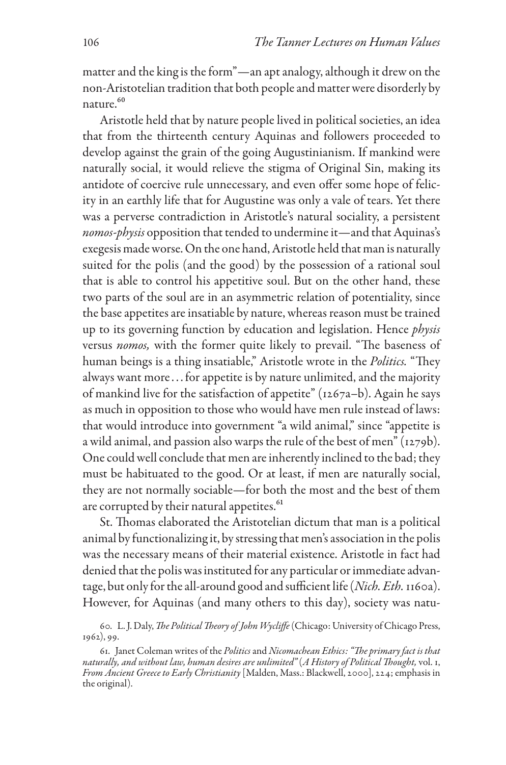matter and the king is the form"—an apt analogy, although it drew on the non-Aristotelian tradition that both people and matter were disorderly by nature.[60]

Aristotle held that by nature people lived in political societies, an idea that from the thirteenth century Aquinas and followers proceeded to develop against the grain of the going Augustinianism. If mankind were naturally social, it would relieve the stigma of Original Sin, making its antidote of coercive rule unnecessary, and even offer some hope of felicity in an earthly life that for Augustine was only a vale of tears. Yet there was a perverse contradiction in Aristotle's natural sociality, a persistent *nomos-physis* opposition that tended to undermine it—and that Aquinas's exegesis made worse. On the one hand, Aristotle held that man is naturally suited for the polis (and the good) by the possession of a rational soul that is able to control his appetitive soul. But on the other hand, these two parts of the soul are in an asymmetric relation of potentiality, since the base appetites are insatiable by nature, whereas reason must be trained up to its governing function by education and legislation. Hence *physis* versus *nomos,* with the former quite likely to prevail. "The baseness of human beings is a thing insatiable," Aristotle wrote in the *Politics.* "They always want more . . . for appetite is by nature unlimited, and the majority of mankind live for the satisfaction of appetite" (1267a–b). Again he says as much in opposition to those who would have men rule instead of laws: that would introduce into government "a wild animal," since "appetite is a wild animal, and passion also warps the rule of the best of men" (1279b). One could well conclude that men are inherently inclined to the bad; they must be habituated to the good. Or at least, if men are naturally social, they are not normally sociable—for both the most and the best of them are corrupted by their natural appetites.[61]

St. Thomas elaborated the Aristotelian dictum that man is a political animal by functionalizing it, by stressing that men's association in the polis was the necessary means of their material existence. Aristotle in fact had denied that the polis was instituted for any particular or immediate advantage, but only for the all-around good and sufficient life (*Nich. Eth.* 1160a). However, for Aquinas (and many others to this day), society was natu-

60. L. J. Daly, *The Political Theory of John Wycliffe* (Chicago: University of Chicago Press, 1962), 99.

61. Janet Coleman writes of the *Politics* and *Nicomachean Ethics*: *"The primary fact is that naturally, and without law, human desires are unlimited"* (*A History of Political Thought,* vol. 1, *From Ancient Greece to Early Christianity* [Malden, Mass.: Blackwell, 2000], 224; emphasis in the original).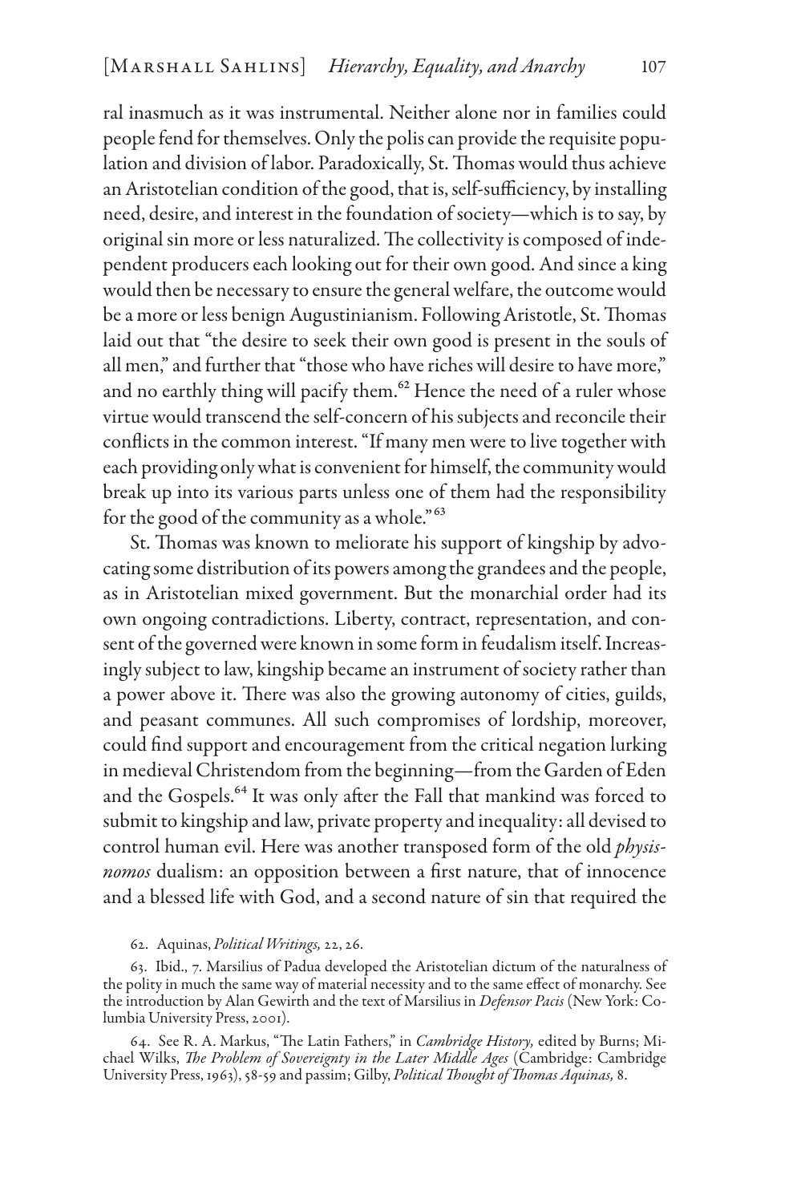ral inasmuch as it was instrumental. Neither alone nor in families could people fend for themselves. Only the polis can provide the requisite population and division of labor. Paradoxically, St. Thomas would thus achieve an Aristotelian condition of the good, that is, self-sufficiency, by installing need, desire, and interest in the foundation of society—which is to say, by original sin more or less naturalized. The collectivity is composed of independent producers each looking out for their own good. And since a king would then be necessary to ensure the general welfare, the outcome would be a more or less benign Augustinianism. Following Aristotle, St. Thomas laid out that "the desire to seek their own good is present in the souls of all men," and further that "those who have riches will desire to have more," and no earthly thing will pacify them.[62] Hence the need of a ruler whose virtue would transcend the self-concern of his subjects and reconcile their conflicts in the common interest. "If many men were to live together with each providing only what is convenient for himself, the community would break up into its various parts unless one of them had the responsibility for the good of the community as a whole."[63]

St. Thomas was known to meliorate his support of kingship by advocating some distribution of its powers among the grandees and the people, as in Aristotelian mixed government. But the monarchial order had its own ongoing contradictions. Liberty, contract, representation, and consent of the governed were known in some form in feudalism itself. Increasingly subject to law, kingship became an instrument of society rather than a power above it. There was also the growing autonomy of cities, guilds, and peasant communes. All such compromises of lordship, moreover, could find support and encouragement from the critical negation lurking in medieval Christendom from the beginning—from the Garden of Eden and the Gospels.[64] It was only after the Fall that mankind was forced to submit to kingship and law, private property and inequality: all devised to control human evil. Here was another transposed form of the old *physis-nomos* dualism: an opposition between a first nature, that of innocence and a blessed life with God, and a second nature of sin that required the

62. Aquinas, *Political Writings,* 22, 26.

63. Ibid., 7. Marsilius of Padua developed the Aristotelian dictum of the naturalness of the polity in much the same way of material necessity and to the same effect of monarchy. See the introduction by Alan Gewirth and the text of Marsilius in *Defensor Pacis* (New York: Columbia University Press, 2001).

64. See R. A. Markus, "The Latin Fathers," in *Cambridge History,* edited by Burns; Michael Wilks, *The Problem of Sovereignty in the Later Middle Ages* (Cambridge: Cambridge University Press, 1963), 58-59 and passim; Gilby, *Political Thought of Thomas Aquinas,* 8.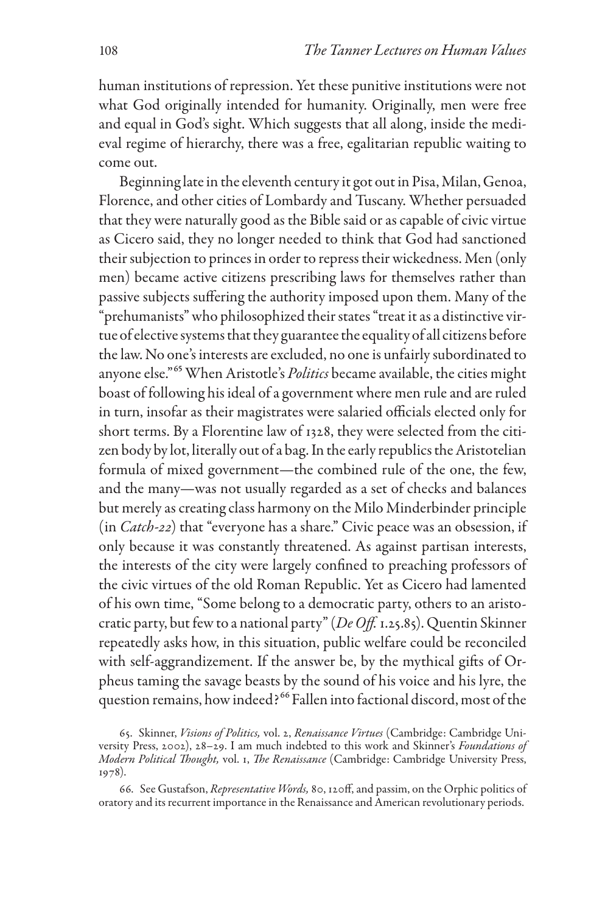human institutions of repression. Yet these punitive institutions were not what God originally intended for humanity. Originally, men were free and equal in God's sight. Which suggests that all along, inside the medieval regime of hierarchy, there was a free, egalitarian republic waiting to come out.

Beginning late in the eleventh century it got out in Pisa, Milan, Genoa, Florence, and other cities of Lombardy and Tuscany. Whether persuaded that they were naturally good as the Bible said or as capable of civic virtue as Cicero said, they no longer needed to think that God had sanctioned their subjection to princes in order to repress their wickedness. Men (only men) became active citizens prescribing laws for themselves rather than passive subjects suffering the authority imposed upon them. Many of the "prehumanists" who philosophized their states "treat it as a distinctive virtue of elective systems that they guarantee the equality of all citizens before the law. No one's interests are excluded, no one is unfairly subordinated to anyone else."[65] When Aristotle's *Politics* became available, the cities might boast of following his ideal of a government where men rule and are ruled in turn, insofar as their magistrates were salaried officials elected only for short terms. By a Florentine law of 1328, they were selected from the citizen body by lot, literally out of a bag. In the early republics the Aristotelian formula of mixed government—the combined rule of the one, the few, and the many—was not usually regarded as a set of checks and balances but merely as creating class harmony on the Milo Minderbinder principle (in *Catch-22*) that "everyone has a share." Civic peace was an obsession, if only because it was constantly threatened. As against partisan interests, the interests of the city were largely confined to preaching professors of the civic virtues of the old Roman Republic. Yet as Cicero had lamented of his own time, "Some belong to a democratic party, others to an aristocratic party, but few to a national party" (*De Off.* 1.25.85). Quentin Skinner repeatedly asks how, in this situation, public welfare could be reconciled with self-aggrandizement. If the answer be, by the mythical gifts of Orpheus taming the savage beasts by the sound of his voice and his lyre, the question remains, how indeed?[66] Fallen into factional discord, most of the

65. Skinner, *Visions of Politics,* vol. 2, *Renaissance Virtues* (Cambridge: Cambridge University Press, 2002), 28–29. I am much indebted to this work and Skinner's *Foundations of Modern Political Thought,* vol. 1, *The Renaissance* (Cambridge: Cambridge University Press, 1978).

66. See Gustafson, *Representative Words,* 80, 120ff, and passim, on the Orphic politics of oratory and its recurrent importance in the Renaissance and American revolutionary periods.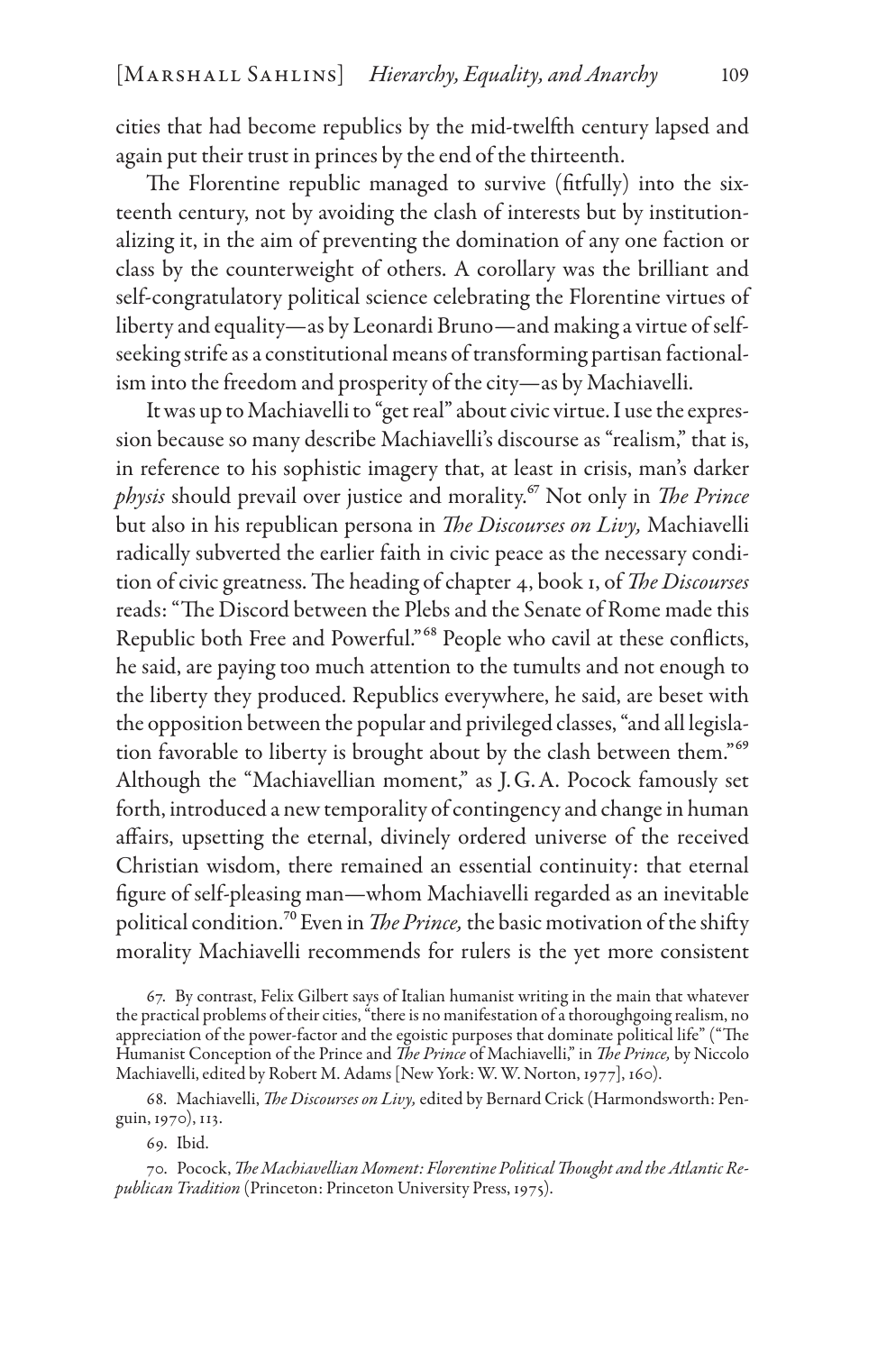cities that had become republics by the mid-twelfth century lapsed and again put their trust in princes by the end of the thirteenth.

The Florentine republic managed to survive (fitfully) into the sixteenth century, not by avoiding the clash of interests but by institutionalizing it, in the aim of preventing the domination of any one faction or class by the counterweight of others. A corollary was the brilliant and self-congratulatory political science celebrating the Florentine virtues of liberty and equality—as by Leonardi Bruno—and making a virtue of self-seeking strife as a constitutional means of transforming partisan factionalism into the freedom and prosperity of the city—as by Machiavelli.

It was up to Machiavelli to "get real" about civic virtue. I use the expression because so many describe Machiavelli's discourse as "realism," that is, in reference to his sophistic imagery that, at least in crisis, man's darker *physis* should prevail over justice and morality.[67] Not only in *The Prince* but also in his republican persona in *The Discourses on Livy,* Machiavelli radically subverted the earlier faith in civic peace as the necessary condition of civic greatness. The heading of chapter 4, book 1, of *The Discourses* reads: "The Discord between the Plebs and the Senate of Rome made this Republic both Free and Powerful."[68] People who cavil at these conflicts, he said, are paying too much attention to the tumults and not enough to the liberty they produced. Republics everywhere, he said, are beset with the opposition between the popular and privileged classes, "and all legislation favorable to liberty is brought about by the clash between them."[69] Although the "Machiavellian moment," as J. G. A. Pocock famously set forth, introduced a new temporality of contingency and change in human affairs, upsetting the eternal, divinely ordered universe of the received Christian wisdom, there remained an essential continuity: that eternal figure of self-pleasing man—whom Machiavelli regarded as an inevitable political condition.[70] Even in *The Prince,* the basic motivation of the shifty morality Machiavelli recommends for rulers is the yet more consistent

67. By contrast, Felix Gilbert says of Italian humanist writing in the main that whatever the practical problems of their cities, "there is no manifestation of a thoroughgoing realism, no appreciation of the power-factor and the egoistic purposes that dominate political life" ("The Humanist Conception of the Prince and *The Prince* of Machiavelli," in *The Prince,* by Niccolo Machiavelli, edited by Robert M. Adams [New York: W. W. Norton, 1977], 160).

68. Machiavelli, *The Discourses on Livy,* edited by Bernard Crick (Harmondsworth: Penguin, 1970), 113.

69. Ibid.

70. Pocock, *The Machiavellian Moment: Florentine Political Thought and the Atlantic Republican Tradition* (Princeton: Princeton University Press, 1975).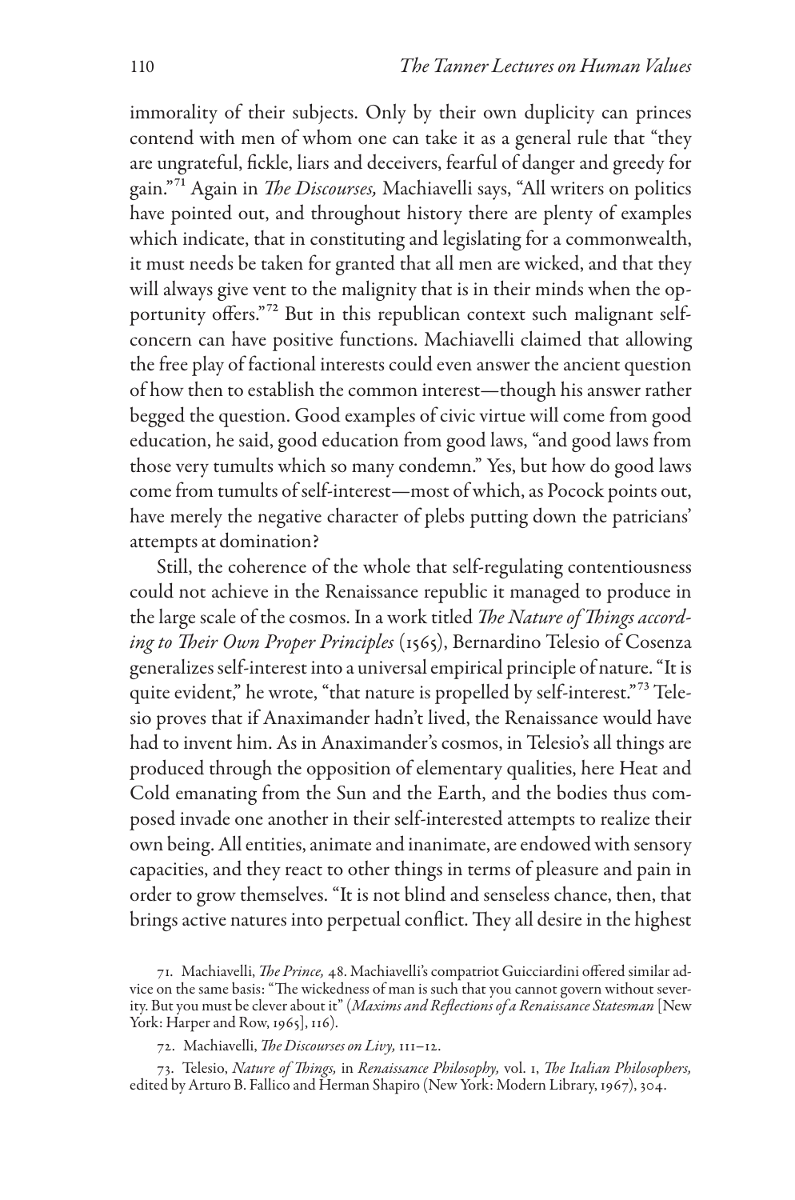immorality of their subjects. Only by their own duplicity can princes contend with men of whom one can take it as a general rule that "they are ungrateful, fickle, liars and deceivers, fearful of danger and greedy for gain."[71] Again in *The Discourses,* Machiavelli says, "All writers on politics have pointed out, and throughout history there are plenty of examples which indicate, that in constituting and legislating for a commonwealth, it must needs be taken for granted that all men are wicked, and that they will always give vent to the malignity that is in their minds when the opportunity offers."[72] But in this republican context such malignant self-concern can have positive functions. Machiavelli claimed that allowing the free play of factional interests could even answer the ancient question of how then to establish the common interest—though his answer rather begged the question. Good examples of civic virtue will come from good education, he said, good education from good laws, "and good laws from those very tumults which so many condemn." Yes, but how do good laws come from tumults of self-interest—most of which, as Pocock points out, have merely the negative character of plebs putting down the patricians' attempts at domination?

Still, the coherence of the whole that self-regulating contentiousness could not achieve in the Renaissance republic it managed to produce in the large scale of the cosmos. In a work titled *The Nature of Things according to Their Own Proper Principles* (1565), Bernardino Telesio of Cosenza generalizes self-interest into a universal empirical principle of nature. "It is quite evident," he wrote, "that nature is propelled by self-interest."[73] Telesio proves that if Anaximander hadn't lived, the Renaissance would have had to invent him. As in Anaximander's cosmos, in Telesio's all things are produced through the opposition of elementary qualities, here Heat and Cold emanating from the Sun and the Earth, and the bodies thus composed invade one another in their self-interested attempts to realize their own being. All entities, animate and inanimate, are endowed with sensory capacities, and they react to other things in terms of pleasure and pain in order to grow themselves. "It is not blind and senseless chance, then, that brings active natures into perpetual conflict. They all desire in the highest

71. Machiavelli, *The Prince,* 48. Machiavelli's compatriot Guicciardini offered similar advice on the same basis: "The wickedness of man is such that you cannot govern without severity. But you must be clever about it" (*Maxims and Reflections of a Renaissance Statesman* [New York: Harper and Row, 1965], 116).

72. Machiavelli, *The Discourses on Livy,* 111–12.

73. Telesio, *Nature of Things,* in *Renaissance Philosophy,* vol. 1, *The Italian Philosophers,* edited by Arturo B. Fallico and Herman Shapiro (New York: Modern Library, 1967), 304.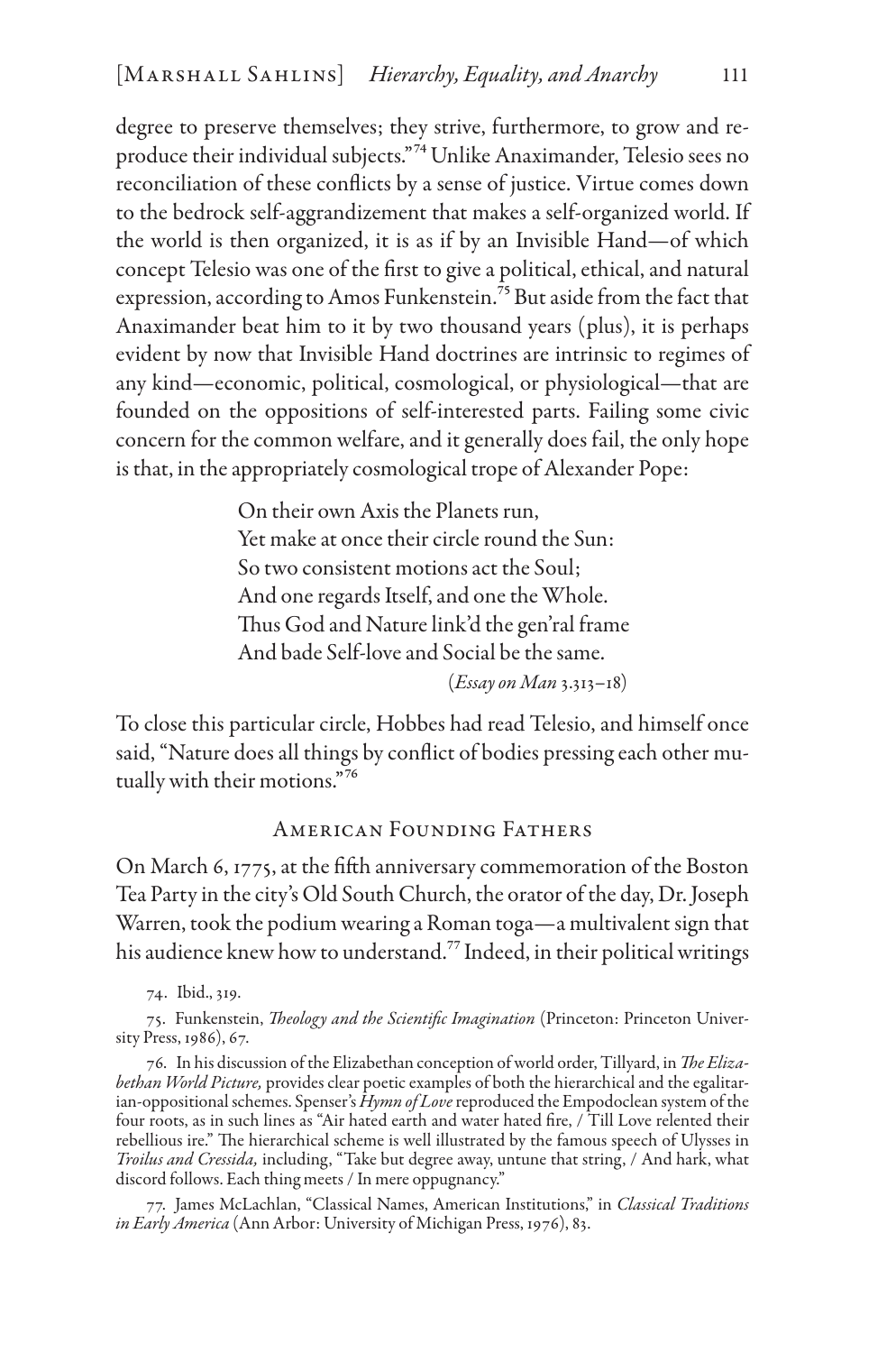degree to preserve themselves; they strive, furthermore, to grow and reproduce their individual subjects."[74] Unlike Anaximander, Telesio sees no reconciliation of these conflicts by a sense of justice. Virtue comes down to the bedrock self-aggrandizement that makes a self-organized world. If the world is then organized, it is as if by an Invisible Hand—of which concept Telesio was one of the first to give a political, ethical, and natural expression, according to Amos Funkenstein.[75] But aside from the fact that Anaximander beat him to it by two thousand years (plus), it is perhaps evident by now that Invisible Hand doctrines are intrinsic to regimes of any kind—economic, political, cosmological, or physiological—that are founded on the oppositions of self-interested parts. Failing some civic concern for the common welfare, and it generally does fail, the only hope is that, in the appropriately cosmological trope of Alexander Pope:

> On their own Axis the Planets run,
> Yet make at once their circle round the Sun:
> So two consistent motions act the Soul;
> And one regards Itself, and one the Whole.
> Thus God and Nature link'd the gen'ral frame
> And bade Self-love and Social be the same.
>
> (*Essay on Man* 3.313–18)

To close this particular circle, Hobbes had read Telesio, and himself once said, "Nature does all things by conflict of bodies pressing each other mutually with their motions."[76]

## American Founding Fathers

On March 6, 1775, at the fifth anniversary commemoration of the Boston Tea Party in the city's Old South Church, the orator of the day, Dr. Joseph Warren, took the podium wearing a Roman toga—a multivalent sign that his audience knew how to understand.[77] Indeed, in their political writings

---

74. Ibid., 319.

75. Funkenstein, *Theology and the Scientific Imagination* (Princeton: Princeton University Press, 1986), 67.

76. In his discussion of the Elizabethan conception of world order, Tillyard, in *The Elizabethan World Picture,* provides clear poetic examples of both the hierarchical and the egalitarian-oppositional schemes. Spenser's *Hymn of Love* reproduced the Empodoclean system of the four roots, as in such lines as "Air hated earth and water hated fire, / Till Love relented their rebellious ire." The hierarchical scheme is well illustrated by the famous speech of Ulysses in *Troilus and Cressida,* including, "Take but degree away, untune that string, / And hark, what discord follows. Each thing meets / In mere oppugnancy."

77. James McLachlan, "Classical Names, American Institutions," in *Classical Traditions in Early America* (Ann Arbor: University of Michigan Press, 1976), 83.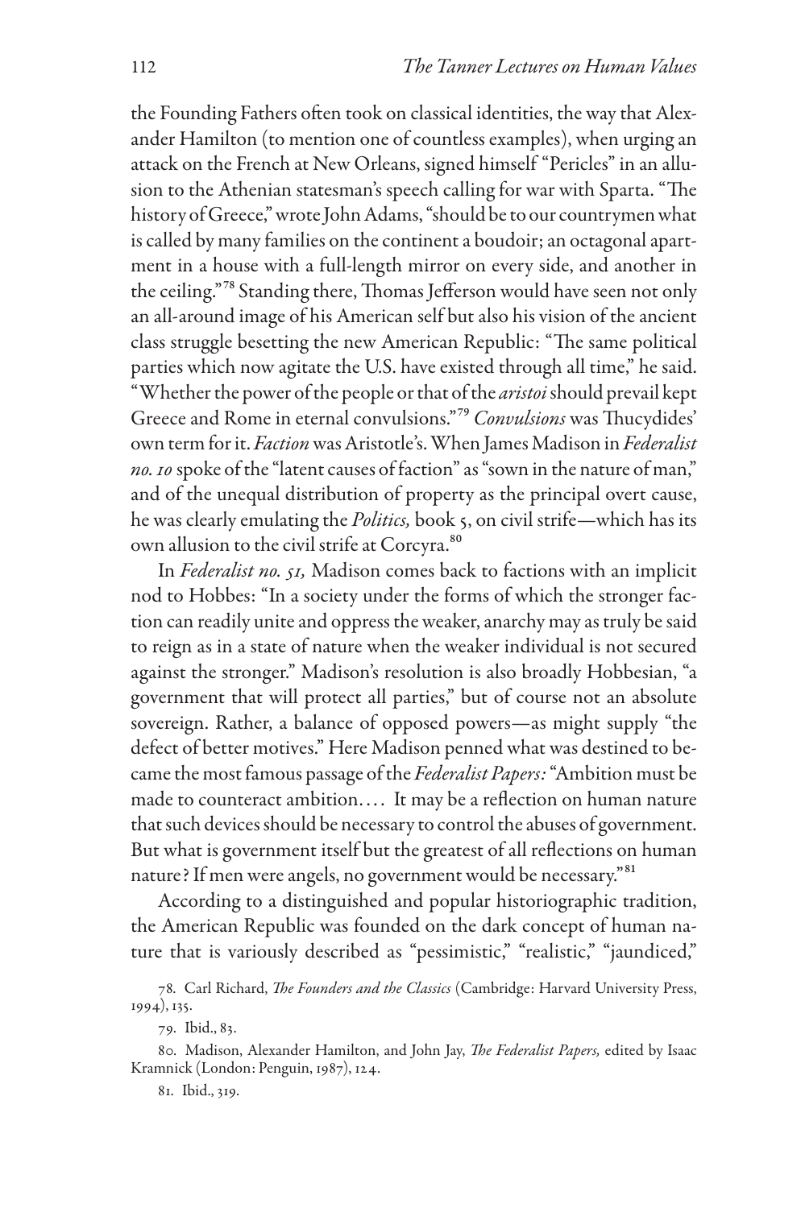the Founding Fathers often took on classical identities, the way that Alexander Hamilton (to mention one of countless examples), when urging an attack on the French at New Orleans, signed himself "Pericles" in an allusion to the Athenian statesman's speech calling for war with Sparta. "The history of Greece," wrote John Adams, "should be to our countrymen what is called by many families on the continent a boudoir; an octagonal apartment in a house with a full-length mirror on every side, and another in the ceiling."[78] Standing there, Thomas Jefferson would have seen not only an all-around image of his American self but also his vision of the ancient class struggle besetting the new American Republic: "The same political parties which now agitate the U.S. have existed through all time," he said. "Whether the power of the people or that of the *aristoi* should prevail kept Greece and Rome in eternal convulsions."[79] *Convulsions* was Thucydides' own term for it. *Faction* was Aristotle's. When James Madison in *Federalist no. 10* spoke of the "latent causes of faction" as "sown in the nature of man," and of the unequal distribution of property as the principal overt cause, he was clearly emulating the *Politics,* book 5, on civil strife—which has its own allusion to the civil strife at Corcyra.[80]

In *Federalist no. 51,* Madison comes back to factions with an implicit nod to Hobbes: "In a society under the forms of which the stronger faction can readily unite and oppress the weaker, anarchy may as truly be said to reign as in a state of nature when the weaker individual is not secured against the stronger." Madison's resolution is also broadly Hobbesian, "a government that will protect all parties," but of course not an absolute sovereign. Rather, a balance of opposed powers—as might supply "the defect of better motives." Here Madison penned what was destined to become the most famous passage of the *Federalist Papers:* "Ambition must be made to counteract ambition. . . . It may be a reflection on human nature that such devices should be necessary to control the abuses of government. But what is government itself but the greatest of all reflections on human nature? If men were angels, no government would be necessary."[81]

According to a distinguished and popular historiographic tradition, the American Republic was founded on the dark concept of human nature that is variously described as "pessimistic," "realistic," "jaundiced,"

78. Carl Richard, *The Founders and the Classics* (Cambridge: Harvard University Press, 1994), 135.

79. Ibid., 83.

80. Madison, Alexander Hamilton, and John Jay, *The Federalist Papers,* edited by Isaac Kramnick (London: Penguin, 1987), 124.

81. Ibid., 319.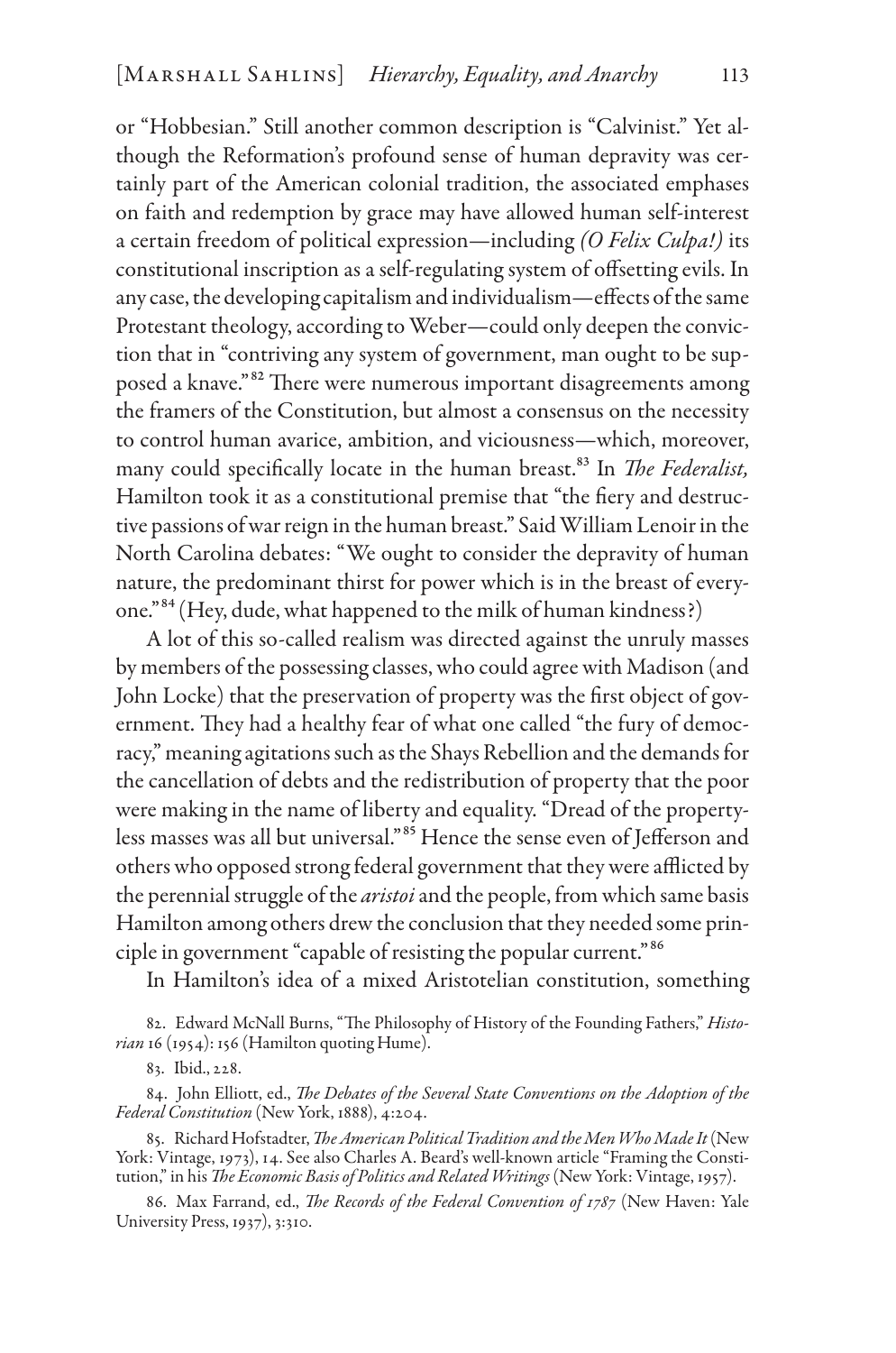or "Hobbesian." Still another common description is "Calvinist." Yet although the Reformation's profound sense of human depravity was certainly part of the American colonial tradition, the associated emphases on faith and redemption by grace may have allowed human self-interest a certain freedom of political expression—including *(O Felix Culpa!)* its constitutional inscription as a self-regulating system of offsetting evils. In any case, the developing capitalism and individualism—effects of the same Protestant theology, according to Weber—could only deepen the conviction that in "contriving any system of government, man ought to be supposed a knave."[82] There were numerous important disagreements among the framers of the Constitution, but almost a consensus on the necessity to control human avarice, ambition, and viciousness—which, moreover, many could specifically locate in the human breast.[83] In *The Federalist,* Hamilton took it as a constitutional premise that "the fiery and destructive passions of war reign in the human breast." Said William Lenoir in the North Carolina debates: "We ought to consider the depravity of human nature, the predominant thirst for power which is in the breast of everyone."[84] (Hey, dude, what happened to the milk of human kindness?)

A lot of this so-called realism was directed against the unruly masses by members of the possessing classes, who could agree with Madison (and John Locke) that the preservation of property was the first object of government. They had a healthy fear of what one called "the fury of democracy," meaning agitations such as the Shays Rebellion and the demands for the cancellation of debts and the redistribution of property that the poor were making in the name of liberty and equality. "Dread of the propertyless masses was all but universal."[85] Hence the sense even of Jefferson and others who opposed strong federal government that they were afflicted by the perennial struggle of the *aristoi* and the people, from which same basis Hamilton among others drew the conclusion that they needed some principle in government "capable of resisting the popular current."[86]

In Hamilton's idea of a mixed Aristotelian constitution, something

82. Edward McNall Burns, "The Philosophy of History of the Founding Fathers," *Historian* 16 (1954): 156 (Hamilton quoting Hume).

83. Ibid., 228.

84. John Elliott, ed., *The Debates of the Several State Conventions on the Adoption of the Federal Constitution* (New York, 1888), 4:204.

85. Richard Hofstadter, *The American Political Tradition and the Men Who Made It* (New York: Vintage, 1973), 14. See also Charles A. Beard's well-known article "Framing the Constitution," in his *The Economic Basis of Politics and Related Writings* (New York: Vintage, 1957).

86. Max Farrand, ed., *The Records of the Federal Convention of 1787* (New Haven: Yale University Press, 1937), 3:310.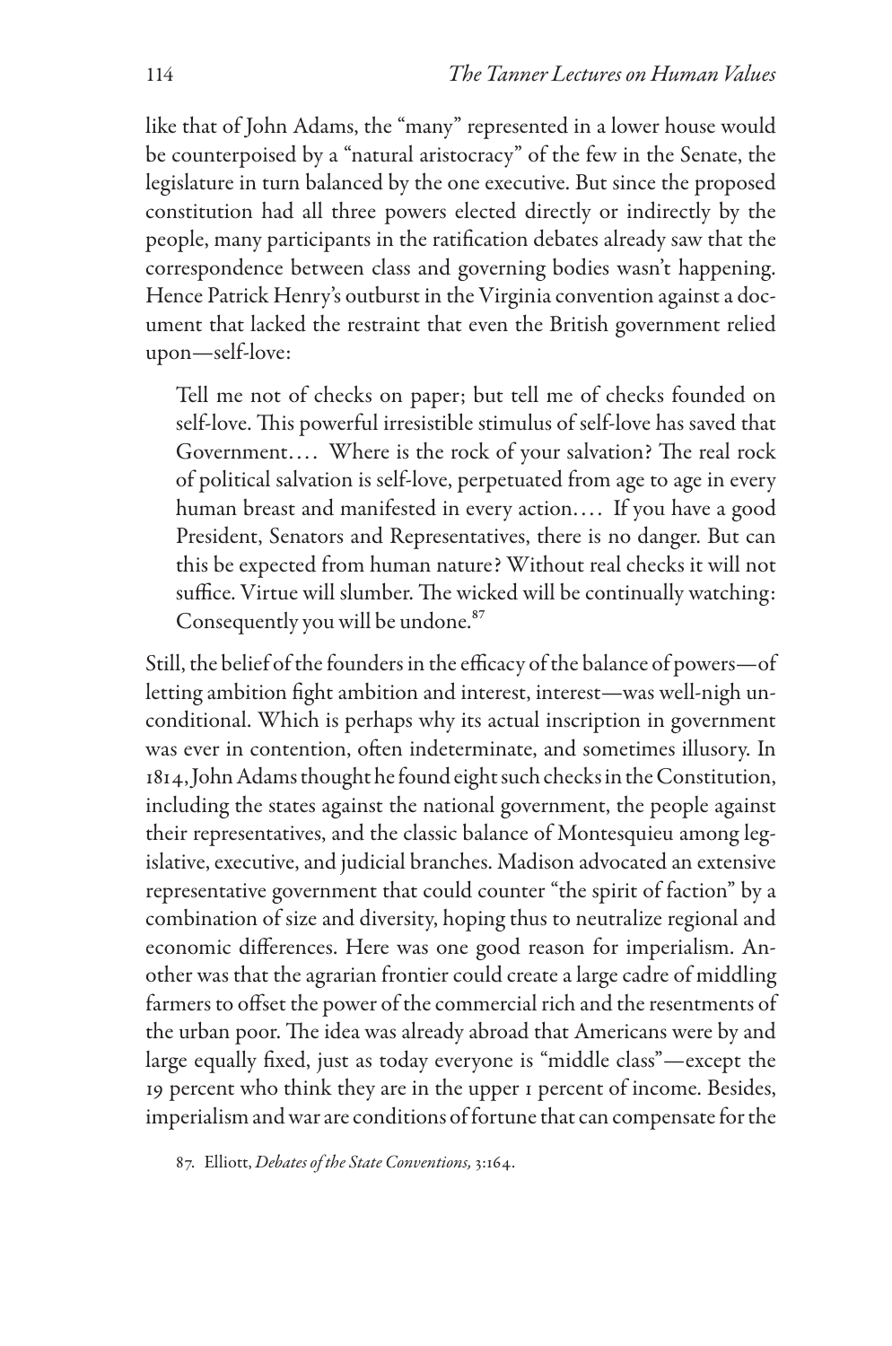like that of John Adams, the "many" represented in a lower house would be counterpoised by a "natural aristocracy" of the few in the Senate, the legislature in turn balanced by the one executive. But since the proposed constitution had all three powers elected directly or indirectly by the people, many participants in the ratification debates already saw that the correspondence between class and governing bodies wasn't happening. Hence Patrick Henry's outburst in the Virginia convention against a document that lacked the restraint that even the British government relied upon—self-love:

> Tell me not of checks on paper; but tell me of checks founded on self-love. This powerful irresistible stimulus of self-love has saved that Government.... Where is the rock of your salvation? The real rock of political salvation is self-love, perpetuated from age to age in every human breast and manifested in every action.... If you have a good President, Senators and Representatives, there is no danger. But can this be expected from human nature? Without real checks it will not suffice. Virtue will slumber. The wicked will be continually watching: Consequently you will be undone.[87]

Still, the belief of the founders in the efficacy of the balance of powers—of letting ambition fight ambition and interest, interest—was well-nigh unconditional. Which is perhaps why its actual inscription in government was ever in contention, often indeterminate, and sometimes illusory. In 1814, John Adams thought he found eight such checks in the Constitution, including the states against the national government, the people against their representatives, and the classic balance of Montesquieu among legislative, executive, and judicial branches. Madison advocated an extensive representative government that could counter "the spirit of faction" by a combination of size and diversity, hoping thus to neutralize regional and economic differences. Here was one good reason for imperialism. Another was that the agrarian frontier could create a large cadre of middling farmers to offset the power of the commercial rich and the resentments of the urban poor. The idea was already abroad that Americans were by and large equally fixed, just as today everyone is "middle class"—except the 19 percent who think they are in the upper 1 percent of income. Besides, imperialism and war are conditions of fortune that can compensate for the

87. Elliott, *Debates of the State Conventions,* 3:164.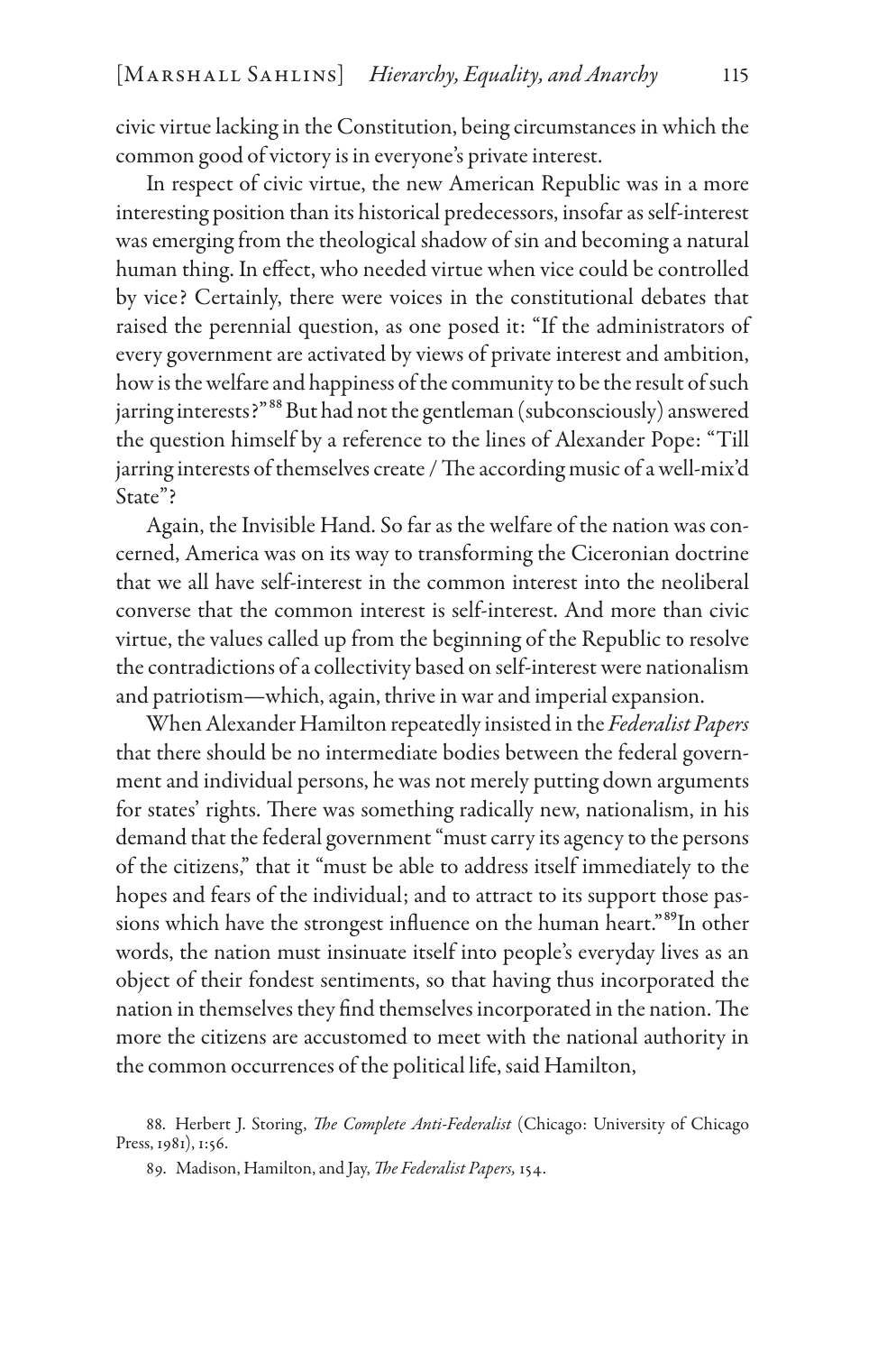civic virtue lacking in the Constitution, being circumstances in which the common good of victory is in everyone's private interest.

In respect of civic virtue, the new American Republic was in a more interesting position than its historical predecessors, insofar as self-interest was emerging from the theological shadow of sin and becoming a natural human thing. In effect, who needed virtue when vice could be controlled by vice? Certainly, there were voices in the constitutional debates that raised the perennial question, as one posed it: "If the administrators of every government are activated by views of private interest and ambition, how is the welfare and happiness of the community to be the result of such jarring interests?"[88] But had not the gentleman (subconsciously) answered the question himself by a reference to the lines of Alexander Pope: "Till jarring interests of themselves create / The according music of a well-mix'd State"?

Again, the Invisible Hand. So far as the welfare of the nation was concerned, America was on its way to transforming the Ciceronian doctrine that we all have self-interest in the common interest into the neoliberal converse that the common interest is self-interest. And more than civic virtue, the values called up from the beginning of the Republic to resolve the contradictions of a collectivity based on self-interest were nationalism and patriotism—which, again, thrive in war and imperial expansion.

When Alexander Hamilton repeatedly insisted in the *Federalist Papers* that there should be no intermediate bodies between the federal government and individual persons, he was not merely putting down arguments for states' rights. There was something radically new, nationalism, in his demand that the federal government "must carry its agency to the persons of the citizens," that it "must be able to address itself immediately to the hopes and fears of the individual; and to attract to its support those passions which have the strongest influence on the human heart."[89] In other words, the nation must insinuate itself into people's everyday lives as an object of their fondest sentiments, so that having thus incorporated the nation in themselves they find themselves incorporated in the nation. The more the citizens are accustomed to meet with the national authority in the common occurrences of the political life, said Hamilton,

88. Herbert J. Storing, *The Complete Anti-Federalist* (Chicago: University of Chicago Press, 1981), 1:56.

89. Madison, Hamilton, and Jay, *The Federalist Papers,* 154.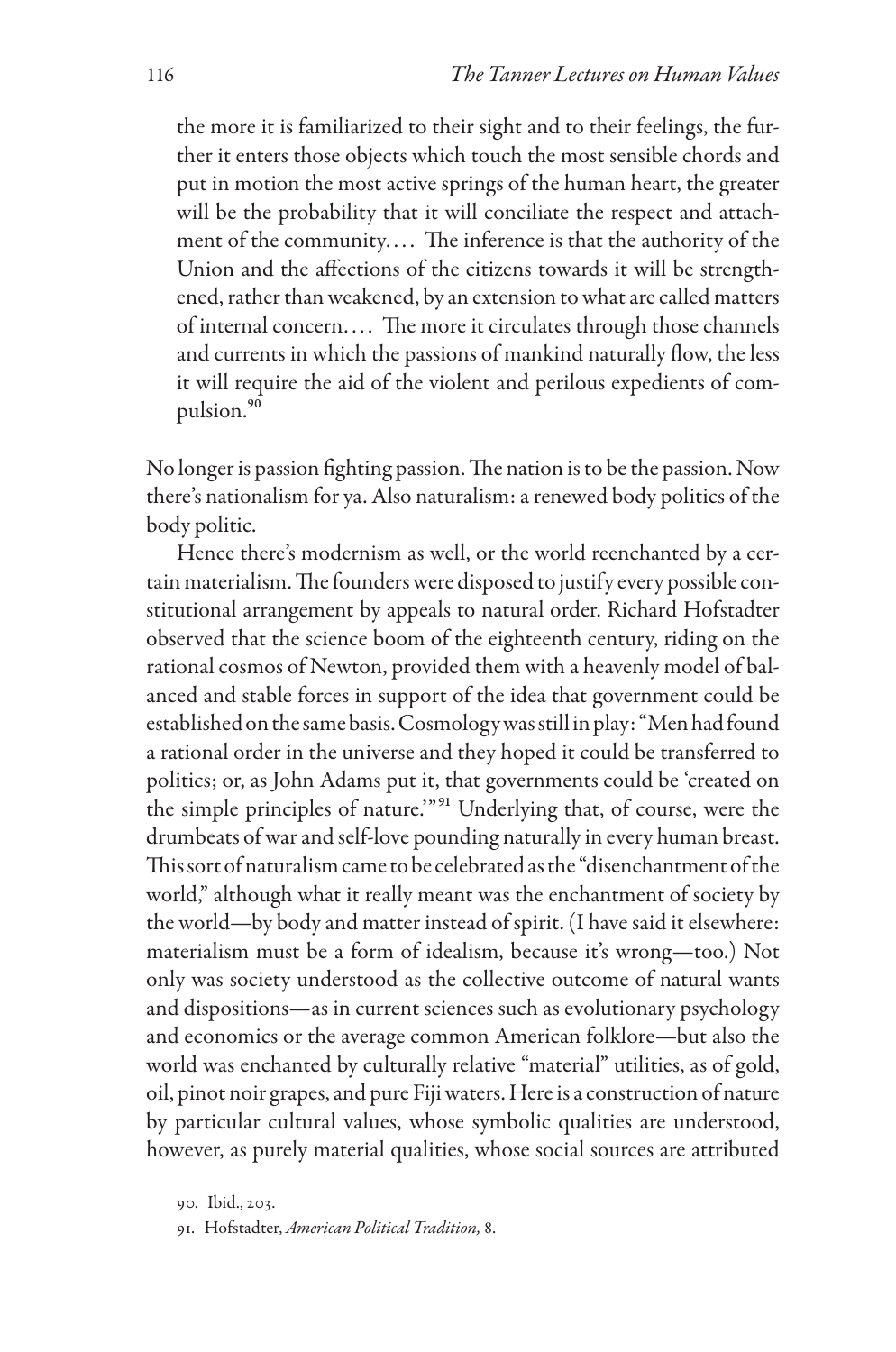> the more it is familiarized to their sight and to their feelings, the further it enters those objects which touch the most sensible chords and put in motion the most active springs of the human heart, the greater will be the probability that it will conciliate the respect and attachment of the community. . . . The inference is that the authority of the Union and the affections of the citizens towards it will be strengthened, rather than weakened, by an extension to what are called matters of internal concern. . . . The more it circulates through those channels and currents in which the passions of mankind naturally flow, the less it will require the aid of the violent and perilous expedients of compulsion.[90]

No longer is passion fighting passion. The nation is to be the passion. Now there's nationalism for ya. Also naturalism: a renewed body politics of the body politic.

Hence there's modernism as well, or the world reenchanted by a certain materialism. The founders were disposed to justify every possible constitutional arrangement by appeals to natural order. Richard Hofstadter observed that the science boom of the eighteenth century, riding on the rational cosmos of Newton, provided them with a heavenly model of balanced and stable forces in support of the idea that government could be established on the same basis. Cosmology was still in play: "Men had found a rational order in the universe and they hoped it could be transferred to politics; or, as John Adams put it, that governments could be 'created on the simple principles of nature.'"[91] Underlying that, of course, were the drumbeats of war and self-love pounding naturally in every human breast. This sort of naturalism came to be celebrated as the "disenchantment of the world," although what it really meant was the enchantment of society by the world—by body and matter instead of spirit. (I have said it elsewhere: materialism must be a form of idealism, because it's wrong—too.) Not only was society understood as the collective outcome of natural wants and dispositions—as in current sciences such as evolutionary psychology and economics or the average common American folklore—but also the world was enchanted by culturally relative "material" utilities, as of gold, oil, pinot noir grapes, and pure Fiji waters. Here is a construction of nature by particular cultural values, whose symbolic qualities are understood, however, as purely material qualities, whose social sources are attributed

90. Ibid., 203.

91. Hofstadter, *American Political Tradition,* 8.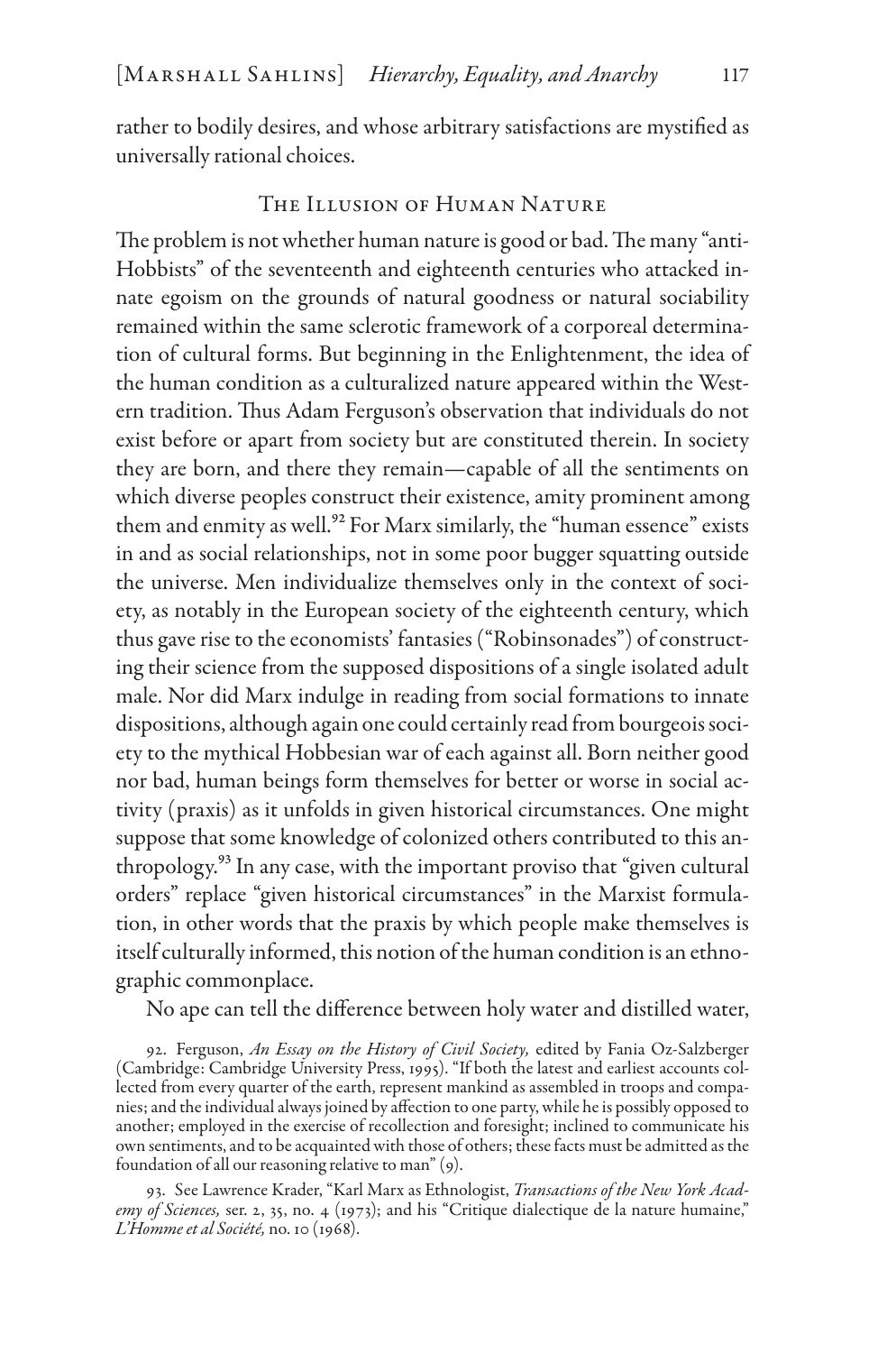rather to bodily desires, and whose arbitrary satisfactions are mystified as universally rational choices.

## The Illusion of Human Nature

The problem is not whether human nature is good or bad. The many "anti-Hobbists" of the seventeenth and eighteenth centuries who attacked innate egoism on the grounds of natural goodness or natural sociability remained within the same sclerotic framework of a corporeal determination of cultural forms. But beginning in the Enlightenment, the idea of the human condition as a culturalized nature appeared within the Western tradition. Thus Adam Ferguson's observation that individuals do not exist before or apart from society but are constituted therein. In society they are born, and there they remain—capable of all the sentiments on which diverse peoples construct their existence, amity prominent among them and enmity as well.[92] For Marx similarly, the "human essence" exists in and as social relationships, not in some poor bugger squatting outside the universe. Men individualize themselves only in the context of society, as notably in the European society of the eighteenth century, which thus gave rise to the economists' fantasies ("Robinsonades") of constructing their science from the supposed dispositions of a single isolated adult male. Nor did Marx indulge in reading from social formations to innate dispositions, although again one could certainly read from bourgeois society to the mythical Hobbesian war of each against all. Born neither good nor bad, human beings form themselves for better or worse in social activity (praxis) as it unfolds in given historical circumstances. One might suppose that some knowledge of colonized others contributed to this anthropology.[93] In any case, with the important proviso that "given cultural orders" replace "given historical circumstances" in the Marxist formulation, in other words that the praxis by which people make themselves is itself culturally informed, this notion of the human condition is an ethnographic commonplace.

No ape can tell the difference between holy water and distilled water,

92. Ferguson, *An Essay on the History of Civil Society,* edited by Fania Oz-Salzberger (Cambridge: Cambridge University Press, 1995). "If both the latest and earliest accounts collected from every quarter of the earth, represent mankind as assembled in troops and companies; and the individual always joined by affection to one party, while he is possibly opposed to another; employed in the exercise of recollection and foresight; inclined to communicate his own sentiments, and to be acquainted with those of others; these facts must be admitted as the foundation of all our reasoning relative to man" (9).

93. See Lawrence Krader, "Karl Marx as Ethnologist, *Transactions of the New York Academy of Sciences,* ser. 2, 35, no. 4 (1973); and his "Critique dialectique de la nature humaine," *L'Homme et al Société,* no. 10 (1968).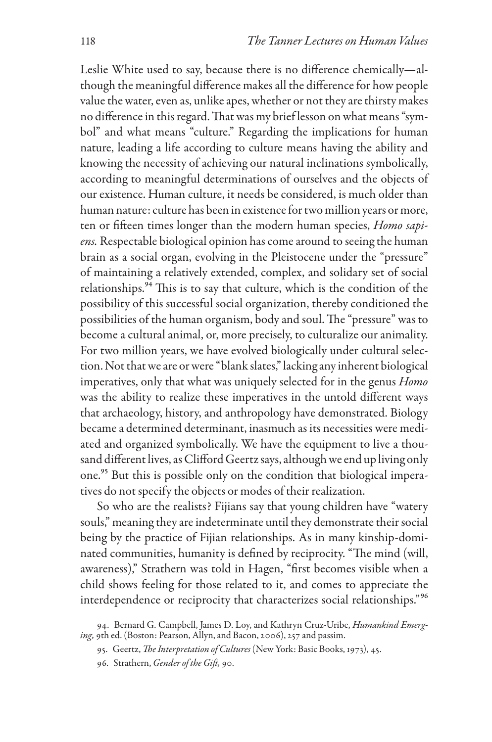Leslie White used to say, because there is no difference chemically—although the meaningful difference makes all the difference for how people value the water, even as, unlike apes, whether or not they are thirsty makes no difference in this regard. That was my brief lesson on what means "symbol" and what means "culture." Regarding the implications for human nature, leading a life according to culture means having the ability and knowing the necessity of achieving our natural inclinations symbolically, according to meaningful determinations of ourselves and the objects of our existence. Human culture, it needs be considered, is much older than human nature: culture has been in existence for two million years or more, ten or fifteen times longer than the modern human species, *Homo sapiens.* Respectable biological opinion has come around to seeing the human brain as a social organ, evolving in the Pleistocene under the "pressure" of maintaining a relatively extended, complex, and solidary set of social relationships.[94] This is to say that culture, which is the condition of the possibility of this successful social organization, thereby conditioned the possibilities of the human organism, body and soul. The "pressure" was to become a cultural animal, or, more precisely, to culturalize our animality. For two million years, we have evolved biologically under cultural selection. Not that we are or were "blank slates," lacking any inherent biological imperatives, only that what was uniquely selected for in the genus *Homo* was the ability to realize these imperatives in the untold different ways that archaeology, history, and anthropology have demonstrated. Biology became a determined determinant, inasmuch as its necessities were mediated and organized symbolically. We have the equipment to live a thousand different lives, as Clifford Geertz says, although we end up living only one.[95] But this is possible only on the condition that biological imperatives do not specify the objects or modes of their realization.

So who are the realists? Fijians say that young children have "watery souls," meaning they are indeterminate until they demonstrate their social being by the practice of Fijian relationships. As in many kinship-dominated communities, humanity is defined by reciprocity. "The mind (will, awareness)," Strathern was told in Hagen, "first becomes visible when a child shows feeling for those related to it, and comes to appreciate the interdependence or reciprocity that characterizes social relationships."[96]

94. Bernard G. Campbell, James D. Loy, and Kathryn Cruz-Uribe, *Humankind Emerging,* 9th ed. (Boston: Pearson, Allyn, and Bacon, 2006), 257 and passim.

95. Geertz, *The Interpretation of Cultures* (New York: Basic Books, 1973), 45.

96. Strathern, *Gender of the Gift,* 90.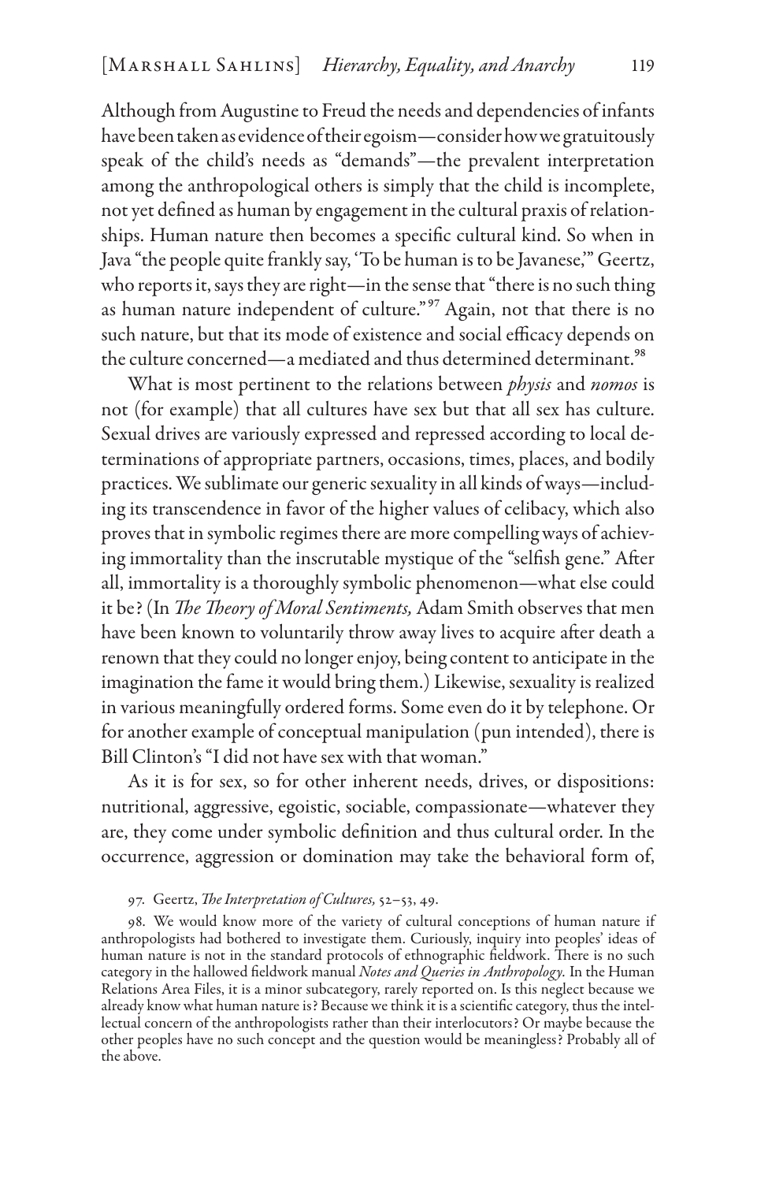Although from Augustine to Freud the needs and dependencies of infants have been taken as evidence of their egoism—consider how we gratuitously speak of the child's needs as "demands"—the prevalent interpretation among the anthropological others is simply that the child is incomplete, not yet defined as human by engagement in the cultural praxis of relationships. Human nature then becomes a specific cultural kind. So when in Java "the people quite frankly say, 'To be human is to be Javanese,'" Geertz, who reports it, says they are right—in the sense that "there is no such thing as human nature independent of culture."[97] Again, not that there is no such nature, but that its mode of existence and social efficacy depends on the culture concerned—a mediated and thus determined determinant.[98]

What is most pertinent to the relations between *physis* and *nomos* is not (for example) that all cultures have sex but that all sex has culture. Sexual drives are variously expressed and repressed according to local determinations of appropriate partners, occasions, times, places, and bodily practices. We sublimate our generic sexuality in all kinds of ways—including its transcendence in favor of the higher values of celibacy, which also proves that in symbolic regimes there are more compelling ways of achieving immortality than the inscrutable mystique of the "selfish gene." After all, immortality is a thoroughly symbolic phenomenon—what else could it be? (In *The Theory of Moral Sentiments,* Adam Smith observes that men have been known to voluntarily throw away lives to acquire after death a renown that they could no longer enjoy, being content to anticipate in the imagination the fame it would bring them.) Likewise, sexuality is realized in various meaningfully ordered forms. Some even do it by telephone. Or for another example of conceptual manipulation (pun intended), there is Bill Clinton's "I did not have sex with that woman."

As it is for sex, so for other inherent needs, drives, or dispositions: nutritional, aggressive, egoistic, sociable, compassionate—whatever they are, they come under symbolic definition and thus cultural order. In the occurrence, aggression or domination may take the behavioral form of,

97. Geertz, *The Interpretation of Cultures,* 52–53, 49.

98. We would know more of the variety of cultural conceptions of human nature if anthropologists had bothered to investigate them. Curiously, inquiry into peoples' ideas of human nature is not in the standard protocols of ethnographic fieldwork. There is no such category in the hallowed fieldwork manual *Notes and Queries in Anthropology.* In the Human Relations Area Files, it is a minor subcategory, rarely reported on. Is this neglect because we already know what human nature is? Because we think it is a scientific category, thus the intellectual concern of the anthropologists rather than their interlocutors? Or maybe because the other peoples have no such concept and the question would be meaningless? Probably all of the above.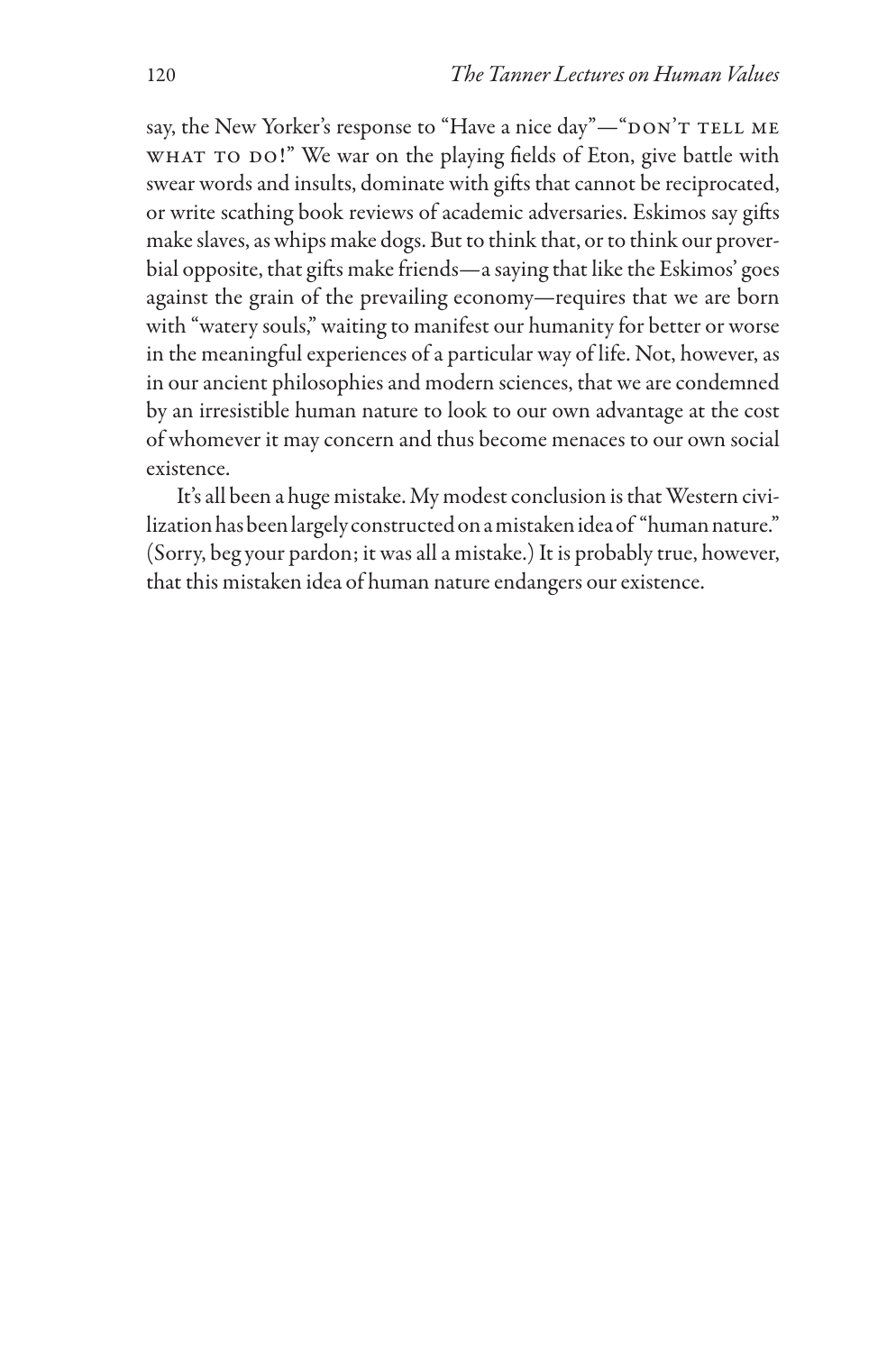say, the New Yorker's response to "Have a nice day"—"DON'T TELL ME WHAT TO DO!" We war on the playing fields of Eton, give battle with swear words and insults, dominate with gifts that cannot be reciprocated, or write scathing book reviews of academic adversaries. Eskimos say gifts make slaves, as whips make dogs. But to think that, or to think our proverbial opposite, that gifts make friends—a saying that like the Eskimos' goes against the grain of the prevailing economy—requires that we are born with "watery souls," waiting to manifest our humanity for better or worse in the meaningful experiences of a particular way of life. Not, however, as in our ancient philosophies and modern sciences, that we are condemned by an irresistible human nature to look to our own advantage at the cost of whomever it may concern and thus become menaces to our own social existence.

It's all been a huge mistake. My modest conclusion is that Western civilization has been largely constructed on a mistaken idea of "human nature." (Sorry, beg your pardon; it was all a mistake.) It is probably true, however, that this mistaken idea of human nature endangers our existence.